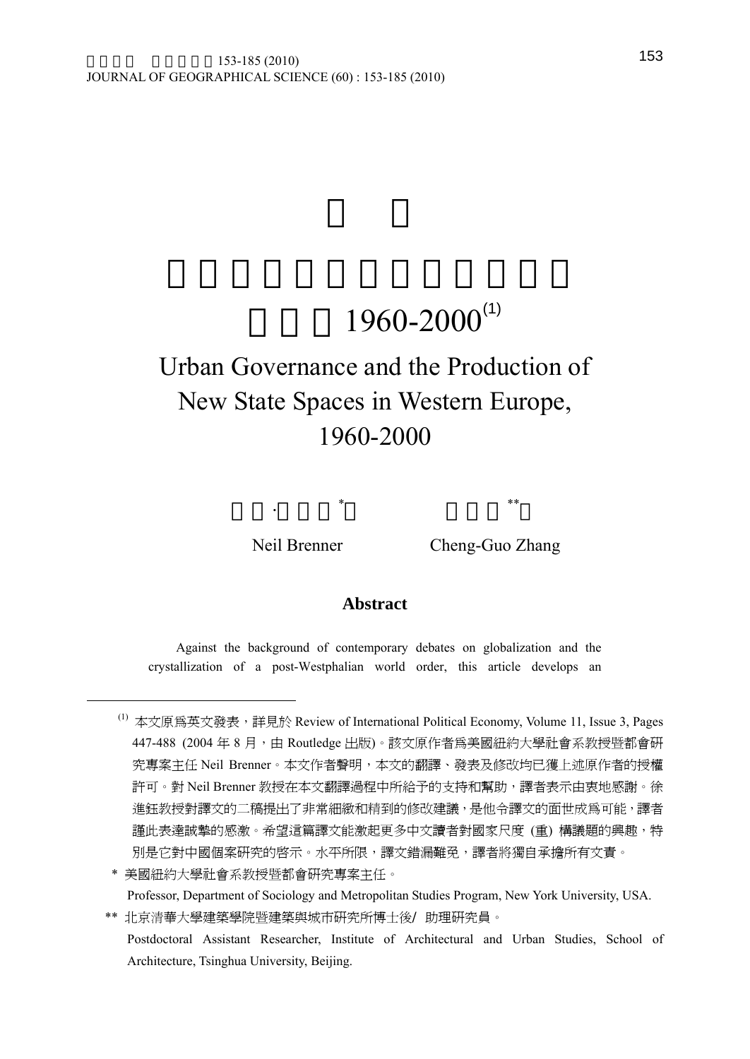# 1960-2000[1]

# Urban Governance and the Production of New State Spaces in Western Europe, 1960-2000

Neil Brenner* &nbsp;&nbsp;&nbsp;&nbsp;&nbsp;&nbsp; Cheng-Guo Zhang**

## Abstract

Against the background of contemporary debates on globalization and the crystallization of a post-Westphalian world order, this article develops an

---

(1) 本文原爲英文發表，詳見於 Review of International Political Economy, Volume 11, Issue 3, Pages 447-488 (2004 年 8 月，由 Routledge 出版)。該文原作者爲美國紐約大學社會系教授暨都會研究專案主任 Neil Brenner。本文作者聲明，本文的翻譯、發表及修改均已獲上述原作者的授權許可。對 Neil Brenner 教授在本文翻譯過程中所給予的支持和幫助，譯者表示由衷地感謝。徐進鈺教授對譯文的二稿提出了非常細緻和精到的修改建議，是他令譯文的面世成爲可能，譯者謹此表達誠摯的感激。希望這篇譯文能激起更多中文讀者對國家尺度 (重) 構議題的興趣，特別是它對中國個案研究的啓示。水平所限，譯文錯漏難免，譯者將獨自承擔所有文責。

\* 美國紐約大學社會系教授暨都會研究專案主任。
Professor, Department of Sociology and Metropolitan Studies Program, New York University, USA.

\*\* 北京清華大學建築學院暨建築與城市研究所博士後/ 助理研究員。
Postdoctoral Assistant Researcher, Institute of Architectural and Urban Studies, School of Architecture, Tsinghua University, Beijing.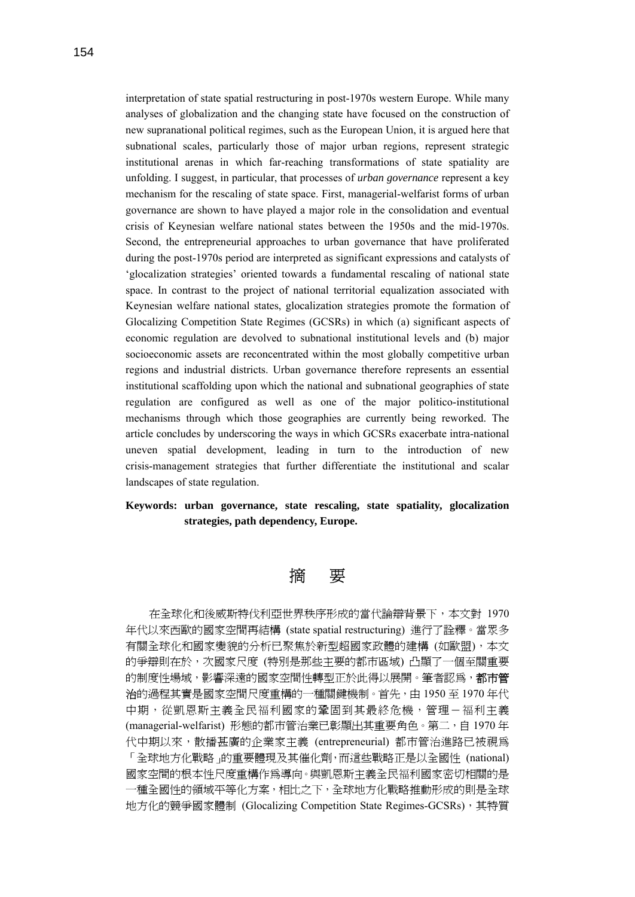interpretation of state spatial restructuring in post-1970s western Europe. While many analyses of globalization and the changing state have focused on the construction of new supranational political regimes, such as the European Union, it is argued here that subnational scales, particularly those of major urban regions, represent strategic institutional arenas in which far-reaching transformations of state spatiality are unfolding. I suggest, in particular, that processes of *urban governance* represent a key mechanism for the rescaling of state space. First, managerial-welfarist forms of urban governance are shown to have played a major role in the consolidation and eventual crisis of Keynesian welfare national states between the 1950s and the mid-1970s. Second, the entrepreneurial approaches to urban governance that have proliferated during the post-1970s period are interpreted as significant expressions and catalysts of 'glocalization strategies' oriented towards a fundamental rescaling of national state space. In contrast to the project of national territorial equalization associated with Keynesian welfare national states, glocalization strategies promote the formation of Glocalizing Competition State Regimes (GCSRs) in which (a) significant aspects of economic regulation are devolved to subnational institutional levels and (b) major socioeconomic assets are reconcentrated within the most globally competitive urban regions and industrial districts. Urban governance therefore represents an essential institutional scaffolding upon which the national and subnational geographies of state regulation are configured as well as one of the major politico-institutional mechanisms through which those geographies are currently being reworked. The article concludes by underscoring the ways in which GCSRs exacerbate intra-national uneven spatial development, leading in turn to the introduction of new crisis-management strategies that further differentiate the institutional and scalar landscapes of state regulation.

**Keywords: urban governance, state rescaling, state spatiality, glocalization strategies, path dependency, Europe.**

# 摘　要

在全球化和後威斯特伐利亞世界秩序形成的當代論辯背景下，本文對 1970 年代以來西歐的國家空間再結構 (state spatial restructuring) 進行了詮釋。當眾多有關全球化和國家變貌的分析已聚焦於新型超國家政體的建構 (如歐盟)，本文的爭辯則在於，次國家尺度 (特別是那些主要的都市區域) 凸顯了一個至關重要的制度性場域，影響深遠的國家空間性轉型正於此得以展開。筆者認為，**都市管治**的過程其實是國家空間尺度重構的一種關鍵機制。首先，由 1950 至 1970 年代中期，從凱恩斯主義全民福利國家的鞏固到其最終危機，管理－福利主義 (managerial-welfarist) 形態的都市管治業已彰顯出其重要角色。第二，自 1970 年代中期以來，散播甚廣的企業家主義 (entrepreneurial) 都市管治進路已被視為「全球地方化戰略」的重要體現及其催化劑，而這些戰略正是以全國性 (national) 國家空間的根本性尺度重構作為導向。與凱恩斯主義全民福利國家密切相關的是一種全國性的領域平等化方案，相比之下，全球地方化戰略推動形成的則是全球地方化的競爭國家體制 (Glocalizing Competition State Regimes-GCSRs)，其特質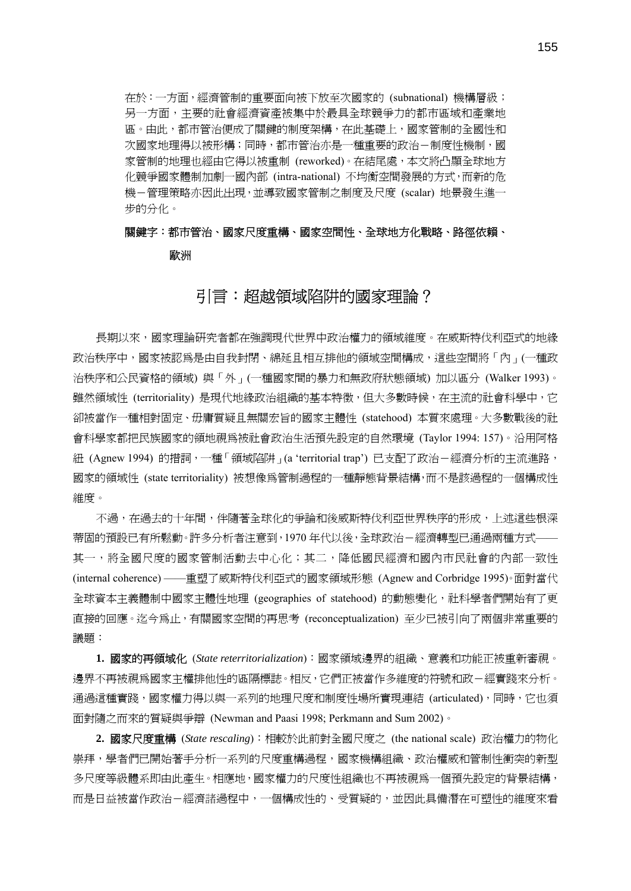在於：一方面，經濟管制的重要面向被下放至次國家的 (subnational) 機構層級；另一方面，主要的社會經濟資產被集中於最具全球競爭力的都市區域和產業地區。由此，都市管治便成了關鍵的制度架構，在此基礎上，國家管制的全國性和次國家地理得以被形構；同時，都市管治亦是一種重要的政治－制度性機制，國家管制的地理也經由它得以被重制 (reworked)。在結尾處，本文將凸顯全球地方化競爭國家體制加劇一國內部 (intra-national) 不均衡空間發展的方式，而新的危機－管理策略亦因此出現，並導致國家管制之制度及尺度 (scalar) 地景發生進一步的分化。

**關鍵字：都市管治、國家尺度重構、國家空間性、全球地方化戰略、路徑依賴、歐洲**

## 引言：超越領域陷阱的國家理論？

長期以來，國家理論研究者都在強調現代世界中政治權力的領域維度。在威斯特伐利亞式的地緣政治秩序中，國家被認為是由自我封閉、綿延且相互排他的領域空間構成，這些空間將「內」(一種政治秩序和公民資格的領域) 與「外」(一種國家間的暴力和無政府狀態領域) 加以區分 (Walker 1993)。雖然領域性 (territoriality) 是現代地緣政治組織的基本特徵，但大多數時候，在主流的社會科學中，它卻被當作一種相對固定、毋庸質疑且無關宏旨的國家主體性 (statehood) 本質來處理。大多數戰後的社會科學家都把民族國家的領地視為被社會政治生活預先設定的自然環境 (Taylor 1994: 157)。沿用阿格紐 (Agnew 1994) 的措詞，一種「領域陷阱」(a 'territorial trap') 已支配了政治－經濟分析的主流進路，國家的領域性 (state territoriality) 被想像為管制過程的一種靜態背景結構，而不是該過程的一個構成性維度。

不過，在過去的十年間，伴隨著全球化的爭論和後威斯特伐利亞世界秩序的形成，上述這些根深蒂固的預設已有所鬆動。許多分析者注意到，1970 年代以後，全球政治－經濟轉型已通過兩種方式——其一，將全國尺度的國家管制活動去中心化；其二，降低國民經濟和國內市民社會的內部一致性 (internal coherence) ——重塑了威斯特伐利亞式的國家領域形態 (Agnew and Corbridge 1995)。面對當代全球資本主義體制中國家主體性地理 (geographies of statehood) 的動態變化，社科學者們開始有了更直接的回應。迄今為止，有關國家空間的再思考 (reconceptualization) 至少已被引向了兩個非常重要的議題：

**1. 國家的再領域化** (*State reterritorialization*)：國家領域邊界的組織、意義和功能正被重新審視。邊界不再被視為國家主權排他性的區隔標誌。相反，它們正被當作多維度的符號和政－經實踐來分析。通過這種實踐，國家權力得以與一系列的地理尺度和制度性場所實現連結 (articulated)，同時，它也須面對隨之而來的質疑與爭辯 (Newman and Paasi 1998; Perkmann and Sum 2002)。

**2. 國家尺度重構** (*State rescaling*)：相較於此前對全國尺度之 (the national scale) 政治權力的物化崇拜，學者們已開始著手分析一系列的尺度重構過程，國家機構組織、政治權威和管制性衝突的新型多尺度等級體系即由此產生。相應地，國家權力的尺度性組織也不再被視為一個預先設定的背景結構，而是日益被當作政治－經濟諸過程中，一個構成性的、受質疑的，並因此具備潛在可塑性的維度來看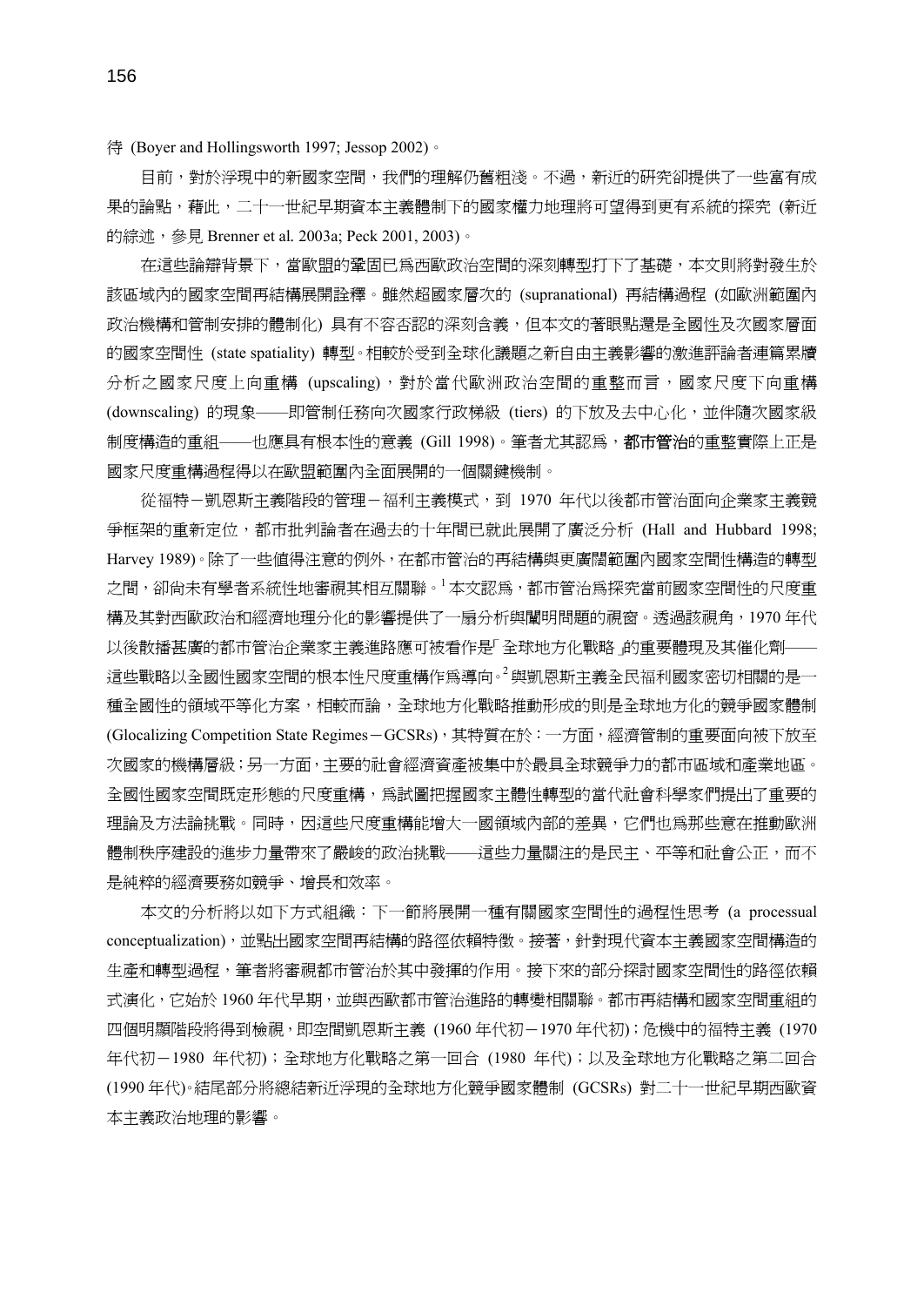待 (Boyer and Hollingsworth 1997; Jessop 2002)。

目前，對於浮現中的新國家空間，我們的理解仍舊粗淺。不過，新近的研究卻提供了一些富有成果的論點，藉此，二十一世紀早期資本主義體制下的國家權力地理將可望得到更有系統的探究 (新近的綜述，參見 Brenner et al. 2003a; Peck 2001, 2003)。

在這些論辯背景下，當歐盟的鞏固已為西歐政治空間的深刻轉型打下了基礎，本文則將對發生於該區域內的國家空間再結構展開詮釋。雖然超國家層次的 (supranational) 再結構過程 (如歐洲範圍內政治機構和管制安排的體制化) 具有不容否認的深刻含義，但本文的著眼點還是全國性及次國家層面的國家空間性 (state spatiality) 轉型。相較於受到全球化議題之新自由主義影響的激進評論者連篇累牘分析之國家尺度上向重構 (upscaling)，對於當代歐洲政治空間的重整而言，國家尺度下向重構 (downscaling) 的現象——即管制任務向次國家行政梯級 (tiers) 的下放及去中心化，並伴隨次國家級制度構造的重組——也應具有根本性的意義 (Gill 1998)。筆者尤其認為，**都市管治**的重整實際上正是國家尺度重構過程得以在歐盟範圍內全面展開的一個關鍵機制。

從福特－凱恩斯主義階段的管理－福利主義模式，到 1970 年代以後都市管治面向企業家主義競爭框架的重新定位，都市批判論者在過去的十年間已就此展開了廣泛分析 (Hall and Hubbard 1998; Harvey 1989)。除了一些值得注意的例外，在都市管治的再結構與更廣闊範圍內國家空間性構造的轉型之間，卻尚未有學者系統性地審視其相互關聯。[1] 本文認為，都市管治為探究當前國家空間性的尺度重構及其對西歐政治和經濟地理分化的影響提供了一扇分析與闡明問題的視窗。透過該視角，1970 年代以後散播甚廣的都市管治企業家主義進路應可被看作是「全球地方化戰略」的重要體現及其催化劑——這些戰略以全國性國家空間的根本性尺度重構作為導向。[2] 與凱恩斯主義全民福利國家密切相關的是一種全國性的領域平等化方案，相較而論，全球地方化戰略推動形成的則是全球地方化的競爭國家體制 (Glocalizing Competition State Regimes－GCSRs)，其特質在於：一方面，經濟管制的重要面向被下放至次國家的機構層級；另一方面，主要的社會經濟資產被集中於最具全球競爭力的都市區域和產業地區。全國性國家空間既定形態的尺度重構，為試圖把握國家主體性轉型的當代社會科學家們提出了重要的理論及方法論挑戰。同時，因這些尺度重構能增大一國領域內部的差異，它們也為那些意在推動歐洲體制秩序建設的進步力量帶來了嚴峻的政治挑戰——這些力量關注的是民主、平等和社會公正，而不是純粹的經濟要務如競爭、增長和效率。

本文的分析將以如下方式組織：下一節將展開一種有關國家空間性的過程性思考 (a processual conceptualization)，並點出國家空間再結構的路徑依賴特徵。接著，針對現代資本主義國家空間構造的生產和轉型過程，筆者將審視都市管治於其中發揮的作用。接下來的部分探討國家空間性的路徑依賴式演化，它始於 1960 年代早期，並與西歐都市管治進路的轉變相關聯。都市再結構和國家空間重組的四個明顯階段將得到檢視，即空間凱恩斯主義 (1960 年代初－1970 年代初)；危機中的福特主義 (1970 年代初－1980 年代初)；全球地方化戰略之第一回合 (1980 年代)；以及全球地方化戰略之第二回合 (1990 年代)。結尾部分將總結新近浮現的全球地方化競爭國家體制 (GCSRs) 對二十一世紀早期西歐資本主義政治地理的影響。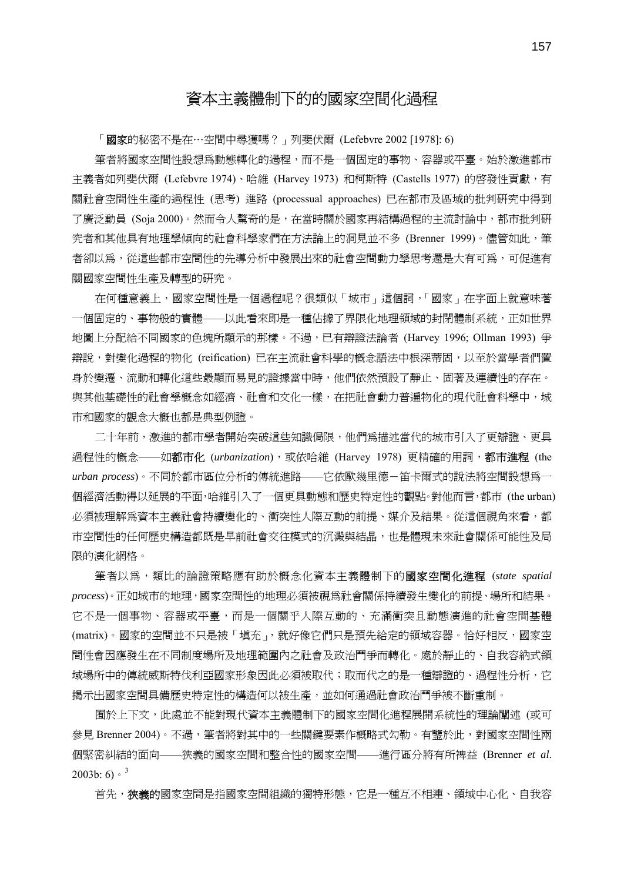## 資本主義體制下的的國家空間化過程

「**國家**的秘密不是在…空間中尋獲嗎？」列斐伏爾 (Lefebvre 2002 [1978]: 6)

筆者將國家空間性設想爲動態轉化的過程，而不是一個固定的事物、容器或平臺。始於激進都市主義者如列斐伏爾 (Lefebvre 1974)、哈維 (Harvey 1973) 和柯斯特 (Castells 1977) 的啓發性貢獻，有關社會空間性生產的過程性 (思考) 進路 (processual approaches) 已在都市及區域的批判研究中得到了廣泛動員 (Soja 2000)。然而令人驚奇的是，在當時關於國家再結構過程的主流討論中，都市批判研究者和其他具有地理學傾向的社會科學家們在方法論上的洞見並不多 (Brenner 1999)。儘管如此，筆者卻以爲，從這些都市空間性的先導分析中發展出來的社會空間動力學思考還是大有可爲，可促進有關國家空間性生產及轉型的研究。

在何種意義上，國家空間性是一個過程呢？很類似「城市」這個詞，「國家」在字面上就意味著一個固定的、事物般的實體——以此看來即是一種佔據了界限化地理領域的封閉體制系統，正如世界地圖上分配給不同國家的色塊所顯示的那樣。不過，已有辯證法論者 (Harvey 1996; Ollman 1993) 爭辯說，對變化過程的物化 (reification) 已在主流社會科學的概念語法中根深蒂固，以至於當學者們置身於變遷、流動和轉化這些最顯而易見的證據當中時，他們依然預設了靜止、固著及連續性的存在。與其他基礎性的社會學概念如經濟、社會和文化一樣，在把社會動力普遍物化的現代社會科學中，城市和國家的觀念大概也都是典型例證。

二十年前，激進的都市學者開始突破這些知識侷限，他們爲描述當代的城市引入了更辯證、更具過程性的概念——如**都市化** (*urbanization*)，或依哈維 (Harvey 1978) 更精確的用詞，**都市進程** (the *urban process*)。不同於都市區位分析的傳統進路——它依歐幾里德－笛卡爾式的說法將空間設想爲一個經濟活動得以延展的平面，哈維引入了一個更具動態和歷史特定性的觀點。對他而言，都市 (the urban) 必須被理解爲資本主義社會持續變化的、衝突性人際互動的前提、媒介及結果。從這個視角來看，都市空間性的任何歷史構造都既是早前社會交往模式的沉澱與結晶，也是體現未來社會關係可能性及局限的演化網格。

筆者以爲，類比的論證策略應有助於概念化資本主義體制下的**國家空間化進程** (*state spatial process*)。正如城市的地理，國家空間性的地理必須被視爲社會關係持續發生變化的前提、場所和結果。它不是一個事物、容器或平臺，而是一個關乎人際互動的、充滿衝突且動態演進的社會空間基體 (matrix)。國家的空間並不只是被「塡充」，就好像它們只是預先給定的領域容器。恰好相反，國家空間性會因應發生在不同制度場所及地理範圍內之社會及政治鬥爭而轉化。處於靜止的、自我容納式領域場所中的傳統威斯特伐利亞國家形象因此必須被取代；取而代之的是一種辯證的、過程性分析，它揭示出國家空間具備歷史特定性的構造何以被生產，並如何通過社會政治鬥爭被不斷重制。

囿於上下文，此處並不能對現代資本主義體制下的國家空間化進程展開系統性的理論闡述 (或可參見 Brenner 2004)。不過，筆者將對其中的一些關鍵要素作概略式勾勒。有鑒於此，對國家空間性兩個緊密糾結的面向——狹義的國家空間和整合性的國家空間——進行區分將有所裨益 (Brenner *et al*. 2003b: 6)。[3]

首先，**狹義的**國家空間是指國家空間組織的獨特形態，它是一種互不相連、領域中心化、自我容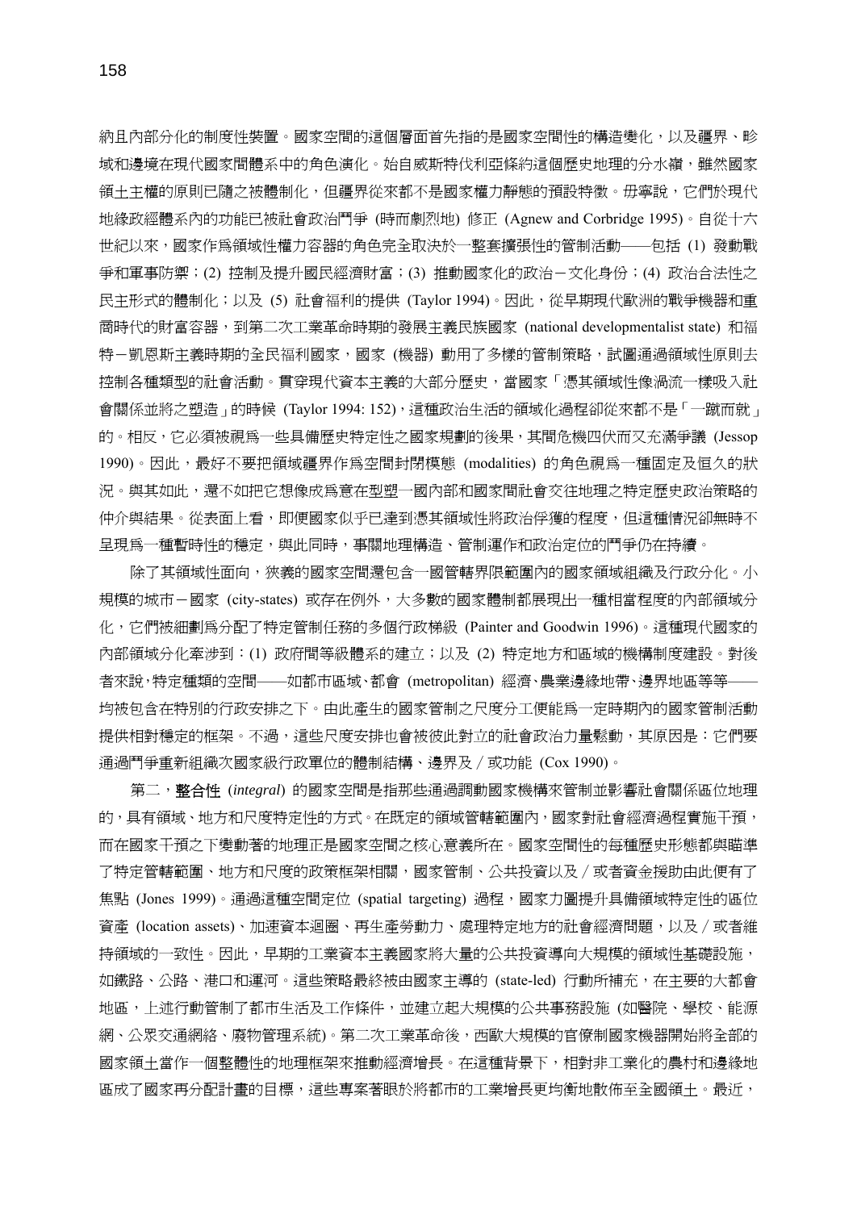納且內部分化的制度性裝置。國家空間的這個層面首先指的是國家空間性的構造變化，以及疆界、畛域和邊境在現代國家間體系中的角色演化。始自威斯特伐利亞條約這個歷史地理的分水嶺，雖然國家領土主權的原則已隨之被體制化，但疆界從來都不是國家權力靜態的預設特徵。毋寧說，它們於現代地緣政經體系內的功能已被社會政治鬥爭 (時而劇烈地) 修正 (Agnew and Corbridge 1995)。自從十六世紀以來，國家作爲領域性權力容器的角色完全取決於一整套擴張性的管制活動——包括 (1) 發動戰爭和軍事防禦；(2) 控制及提升國民經濟財富；(3) 推動國家化的政治－文化身份；(4) 政治合法性之民主形式的體制化；以及 (5) 社會福利的提供 (Taylor 1994)。因此，從早期現代歐洲的戰爭機器和重商時代的財富容器，到第二次工業革命時期的發展主義民族國家 (national developmentalist state) 和福特－凱恩斯主義時期的全民福利國家，國家 (機器) 動用了多樣的管制策略，試圖通過領域性原則去控制各種類型的社會活動。貫穿現代資本主義的大部分歷史，當國家「憑其領域性像渦流一樣吸入社會關係並將之塑造」的時候 (Taylor 1994: 152)，這種政治生活的領域化過程卻從來都不是「一蹴而就」的。相反，它必須被視爲一些具備歷史特定性之國家規劃的後果，其間危機四伏而又充滿爭議 (Jessop 1990)。因此，最好不要把領域疆界作爲空間封閉模態 (modalities) 的角色視爲一種固定及恒久的狀況。與其如此，還不如把它想像成爲意在型塑一國內部和國家間社會交往地理之特定歷史政治策略的仲介與結果。從表面上看，即便國家似乎已達到憑其領域性將政治俘獲的程度，但這種情況卻無時不呈現爲一種暫時性的穩定，與此同時，事關地理構造、管制運作和政治定位的鬥爭仍在持續。

除了其領域性面向，狹義的國家空間還包含一國管轄界限範圍內的國家領域組織及行政分化。小規模的城市－國家 (city-states) 或存在例外，大多數的國家體制都展現出一種相當程度的內部領域分化，它們被細劃爲分配了特定管制任務的多個行政梯級 (Painter and Goodwin 1996)。這種現代國家的內部領域分化牽涉到：(1) 政府間等級體系的建立；以及 (2) 特定地方和區域的機構制度建設。對後者來說，特定種類的空間——如都市區域、都會 (metropolitan) 經濟、農業邊緣地帶、邊界地區等等——均被包含在特別的行政安排之下。由此產生的國家管制之尺度分工便能爲一定時期內的國家管制活動提供相對穩定的框架。不過，這些尺度安排也會被彼此對立的社會政治力量鬆動，其原因是：它們要通過鬥爭重新組織次國家級行政單位的體制結構、邊界及／或功能 (Cox 1990)。

第二，**整合性** (*integral*) 的國家空間是指那些通過調動國家機構來管制並影響社會關係區位地理的，具有領域、地方和尺度特定性的方式。在既定的領域管轄範圍內，國家對社會經濟過程實施干預，而在國家干預之下變動著的地理正是國家空間之核心意義所在。國家空間性的每種歷史形態都與瞄準了特定管轄範圍、地方和尺度的政策框架相關，國家管制、公共投資以及／或者資金援助由此便有了焦點 (Jones 1999)。通過這種空間定位 (spatial targeting) 過程，國家力圖提升具備領域特定性的區位資產 (location assets)、加速資本迴圈、再生產勞動力、處理特定地方的社會經濟問題，以及／或者維持領域的一致性。因此，早期的工業資本主義國家將大量的公共投資導向大規模的領域性基礎設施，如鐵路、公路、港口和運河。這些策略最終被由國家主導的 (state-led) 行動所補充，在主要的大都會地區，上述行動管制了都市生活及工作條件，並建立起大規模的公共事務設施 (如醫院、學校、能源網、公眾交通網絡、廢物管理系統)。第二次工業革命後，西歐大規模的官僚制國家機器開始將全部的國家領土當作一個整體性的地理框架來推動經濟增長。在這種背景下，相對非工業化的農村和邊緣地區成了國家再分配計畫的目標，這些專案著眼於將都市的工業增長更均衡地散佈至全國領土。最近，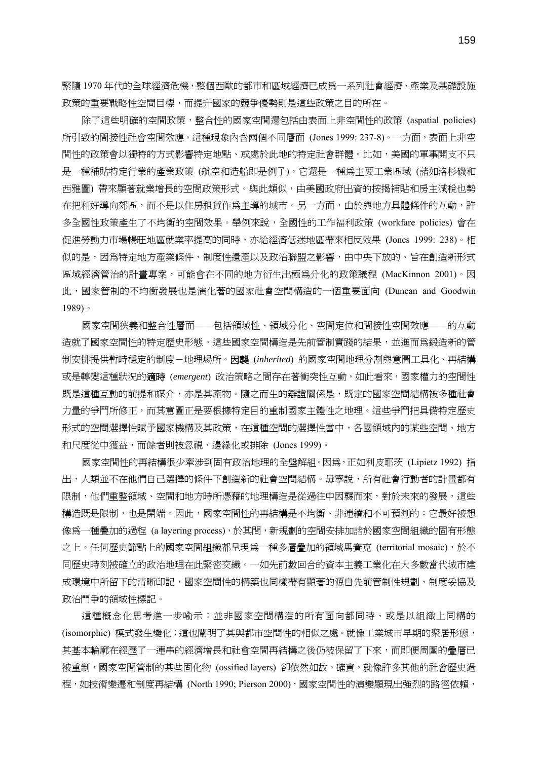緊隨 1970 年代的全球經濟危機，整個西歐的都市和區域經濟已成為一系列社會經濟、產業及基礎設施政策的重要戰略性空間目標，而提升國家的競爭優勢則是這些政策之目的所在。

除了這些明確的空間政策，整合性的國家空間還包括由表面上非空間性的政策 (aspatial policies) 所引致的間接性社會空間效應。這種現象內含兩個不同層面 (Jones 1999: 237-8)。一方面，表面上非空間性的政策會以獨特的方式影響特定地點、或處於此地的特定社會群體。比如，美國的軍事開支不只是一種補貼特定行業的產業政策 (航空和造船即是例子)，它還是一種為主要工業區域 (諸如洛杉磯和西雅圖) 帶來顯著就業增長的空間政策形式。與此類似，由美國政府出資的按揭補貼和房主減稅也勢在把利好導向郊區，而不是以住房租賃作為主導的城市。另一方面，由於與地方具體條件的互動，許多全國性政策產生了不均衡的空間效果。舉例來說，全國性的工作福利政策 (workfare policies) 會在促進勞動力市場暢旺地區就業率提高的同時，亦給經濟低迷地區帶來相反效果 (Jones 1999: 238)。相似的是，因為特定地方產業條件、制度性遺產以及政治聯盟之影響，由中央下放的、旨在創造新形式區域經濟管治的計畫專案，可能會在不同的地方衍生出極為分化的政策議程 (MacKinnon 2001)。因此，國家管制的不均衡發展也是演化著的國家社會空間構造的一個重要面向 (Duncan and Goodwin 1989)。

國家空間狹義和整合性層面——包括領域性、領域分化、空間定位和間接性空間效應——的互動造就了國家空間性的特定歷史形態。這些國家空間構造是先前管制實踐的結果，並進而為鍛造新的管制安排提供暫時穩定的制度－地理場所。**因襲** (*inherited*) 的國家空間地理分割與意圖工具化、再結構或是轉變這種狀況的**適時** (*emergent*) 政治策略之間存在著衝突性互動，如此看來，國家權力的空間性既是這種互動的前提和媒介，亦是其產物。隨之而生的辯證關係是，既定的國家空間結構被多種社會力量的爭鬥所修正，而其意圖正是要根據特定目的重制國家主體性之地理。這些爭鬥把具備特定歷史形式的空間選擇性賦予國家機構及其政策，在這種空間的選擇性當中，各國領域內的某些空間、地方和尺度從中獲益，而餘者則被忽視、邊緣化或排除 (Jones 1999)。

國家空間性的再結構很少牽涉到固有政治地理的全盤解組。因為，正如利皮耶茨 (Lipietz 1992) 指出，人類並不在他們自己選擇的條件下創造新的社會空間結構。毋寧說，所有社會行動者的計畫都有限制，他們重整領域、空間和地方時所憑藉的地理構造是從過往中因襲而來，對於未來的發展，這些構造既是限制，也是開端。因此，國家空間性的再結構是不均衡、非連續和不可預測的：它最好被想像為一種疊加的過程 (a layering process)，於其間，新規劃的空間安排加諸於國家空間組織的固有形態之上。任何歷史節點上的國家空間組織都呈現為一種多層疊加的領域馬賽克 (territorial mosaic)，於不同歷史時刻被確立的政治地理在此緊密交織。一如先前數回合的資本主義工業化在大多數當代城市建成環境中所留下的清晰印記，國家空間性的構築也同樣帶有顯著的源自先前管制性規劃、制度妥協及政治鬥爭的領域性標記。

這種概念化思考進一步喻示：並非國家空間構造的所有面向都同時、或是以組織上同構的 (isomorphic) 模式發生變化；這也闡明了其與都市空間性的相似之處。就像工業城市早期的聚居形態，其基本輪廓在經歷了一連串的經濟增長和社會空間再結構之後仍被保留了下來，而即便周圍的疊層已被重制，國家空間管制的某些固化物 (ossified layers) 卻依然如故。確實，就像許多其他的社會歷史過程，如技術變遷和制度再結構 (North 1990; Pierson 2000)，國家空間性的演變顯現出強烈的路徑依賴，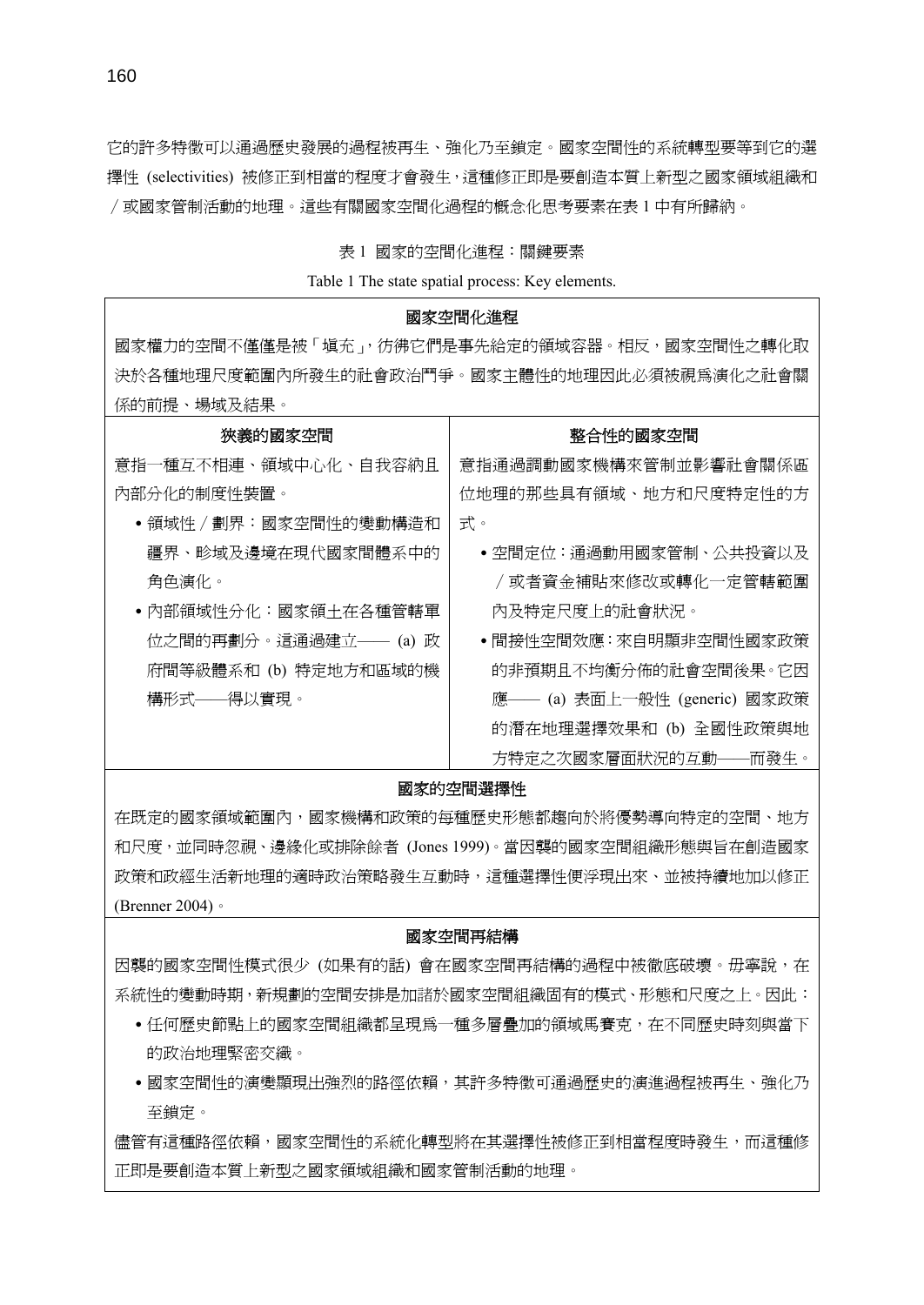它的許多特徵可以通過歷史發展的過程被再生、強化乃至鎖定。國家空間性的系統轉型要等到它的選擇性 (selectivities) 被修正到相當的程度才會發生，這種修正即是要創造本質上新型之國家領域組織和／或國家管制活動的地理。這些有關國家空間化過程的概念化思考要素在表 1 中有所歸納。

表 1 國家的空間化進程：關鍵要素

Table 1 The state spatial process: Key elements.

| **國家空間化進程** | |
|---|---|
| 國家權力的空間不僅僅是被「塡充」，彷彿它們是事先給定的領域容器。相反，國家空間性之轉化取決於各種地理尺度範圍內所發生的社會政治鬥爭。國家主體性的地理因此必須被視為演化之社會關係的前提、場域及結果。 | |
| **狹義的國家空間** | **整合性的國家空間** |
| 意指一種互不相連、領域中心化、自我容納且內部分化的制度性裝置。<br>• 領域性／劃界：國家空間性的變動構造和疆界、畛域及邊境在現代國家間體系中的角色演化。<br>• 內部領域性分化：國家領土在各種管轄單位之間的再劃分。這通過建立── (a) 政府間等級體系和 (b) 特定地方和區域的機構形式──得以實現。 | 意指通過調動國家機構來管制並影響社會關係區位地理的那些具有領域、地方和尺度特定性的方式。<br>• 空間定位：通過動用國家管制、公共投資以及／或者資金補貼來修改或轉化一定管轄範圍內及特定尺度上的社會狀況。<br>• 間接性空間效應：來自明顯非空間性國家政策的非預期且不均衡分佈的社會空間後果。它因應── (a) 表面上一般性 (generic) 國家政策的潛在地理選擇效果和 (b) 全國性政策與地方特定之次國家層面狀況的互動──而發生。 |
| **國家的空間選擇性** | |
| 在既定的國家領域範圍內，國家機構和政策的每種歷史形態都趨向於將優勢導向特定的空間、地方和尺度，並同時忽視、邊緣化或排除餘者 (Jones 1999)。當因襲的國家空間組織形態與旨在創造國家政策和政經生活新地理的適時政治策略發生互動時，這種選擇性便浮現出來、並被持續地加以修正 (Brenner 2004)。 | |
| **國家空間再結構** | |
| 因襲的國家空間性模式很少 (如果有的話) 會在國家空間再結構的過程中被徹底破壞。毋寧說，在系統性的變動時期，新規劃的空間安排是加諸於國家空間組織固有的模式、形態和尺度之上。因此：<br>• 任何歷史節點上的國家空間組織都呈現為一種多層疊加的領域馬賽克，在不同歷史時刻與當下的政治地理緊密交織。<br>• 國家空間性的演變顯現出強烈的路徑依賴，其許多特徵可通過歷史的演進過程被再生、強化乃至鎖定。<br>儘管有這種路徑依賴，國家空間性的系統化轉型將在其選擇性被修正到相當程度時發生，而這種修正即是要創造本質上新型之國家領域組織和國家管制活動的地理。 | |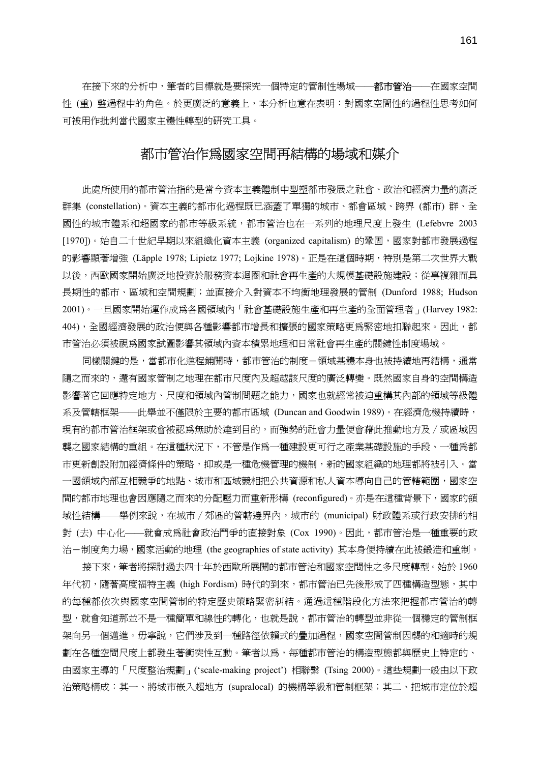在接下來的分析中，筆者的目標就是要探究一個特定的管制性場域——**都市管治**——在國家空間性 (重) 整過程中的角色。於更廣泛的意義上，本分析也意在表明：對國家空間性的過程性思考如何可被用作批判當代國家主體性轉型的研究工具。

## 都市管治作爲國家空間再結構的場域和媒介

此處所使用的都市管治指的是當今資本主義體制中型塑都市發展之社會、政治和經濟力量的廣泛群集 (constellation)。資本主義的都市化過程既已涵蓋了單獨的城市、都會區域、跨界 (都市) 群、全國性的城市體系和超國家的都市等級系統，都市管治也在一系列的地理尺度上發生 (Lefebvre 2003 [1970])。始自二十世紀早期以來組織化資本主義 (organized capitalism) 的鞏固，國家對都市發展過程的影響顯著增強 (Läpple 1978; Lipietz 1977; Lojkine 1978)。正是在這個時期，特別是第二次世界大戰以後，西歐國家開始廣泛地投資於服務資本迴圈和社會再生產的大規模基礎設施建設；從事複雜而具長期性的都市、區域和空間規劃；並直接介入對資本不均衡地理發展的管制 (Dunford 1988; Hudson 2001)。一旦國家開始運作成爲各國領域內「社會基礎設施生產和再生產的全面管理者」(Harvey 1982: 404)，全國經濟發展的政治便與各種影響都市增長和擴張的國家策略更爲緊密地扣聯起來。因此，都市管治必須被視爲國家試圖影響其領域內資本積累地理和日常社會再生產的關鍵性制度場域。

同樣關鍵的是，當都市化進程鋪開時，都市管治的制度－領域基體本身也被持續地再結構，通常隨之而來的，還有國家管制之地理在都市尺度內及超越該尺度的廣泛轉變。既然國家自身的空間構造影響著它回應特定地方、尺度和領域內管制問題之能力，國家也就經常被迫重構其內部的領域等級體系及管轄框架——此舉並不僅限於主要的都市區域 (Duncan and Goodwin 1989)。在經濟危機持續時，現有的都市管治框架或會被認爲無助於達到目的，而強勢的社會力量便會藉此推動地方及／或區域因襲之國家結構的重組。在這種狀況下，不管是作爲一種建設更可行之產業基礎設施的手段、一種爲都市更新創設附加經濟條件的策略，抑或是一種危機管理的機制，新的國家組織的地理都將被引入。當一國領域內部互相競爭的地點、城市和區域競相把公共資源和私人資本導向自己的管轄範圍，國家空間的都市地理也會因應隨之而來的分配壓力而重新形構 (reconfigured)。亦是在這種背景下，國家的領域性結構——舉例來說，在城市／郊區的管轄邊界內，城市的 (municipal) 財政體系或行政安排的相對 (去) 中心化——就會成爲社會政治鬥爭的直接對象 (Cox 1990)。因此，都市管治是一種重要的政治－制度角力場，國家活動的地理 (the geographies of state activity) 其本身便持續在此被鍛造和重制。

接下來，筆者將探討過去四十年於西歐所展開的都市管治和國家空間性之多尺度轉型。始於 1960 年代初，隨著高度福特主義 (high Fordism) 時代的到來，都市管治已先後形成了四種構造型態，其中的每種都依次與國家空間管制的特定歷史策略緊密糾結。通過這種階段化方法來把握都市管治的轉型，就會知道那並不是一種簡單和線性的轉化，也就是說，都市管治的轉型並非從一個穩定的管制框架向另一個邁進。毋寧說，它們涉及到一種路徑依賴式的疊加過程，國家空間管制因襲的和適時的規劃在各種空間尺度上都發生著衝突性互動。筆者以爲，每種都市管治的構造型態都與歷史上特定的、由國家主導的「尺度整治規劃」(‘scale-making project’) 相聯繫 (Tsing 2000)。這些規劃一般由以下政治策略構成：其一、將城市嵌入超地方 (supralocal) 的機構等級和管制框架；其二、把城市定位於超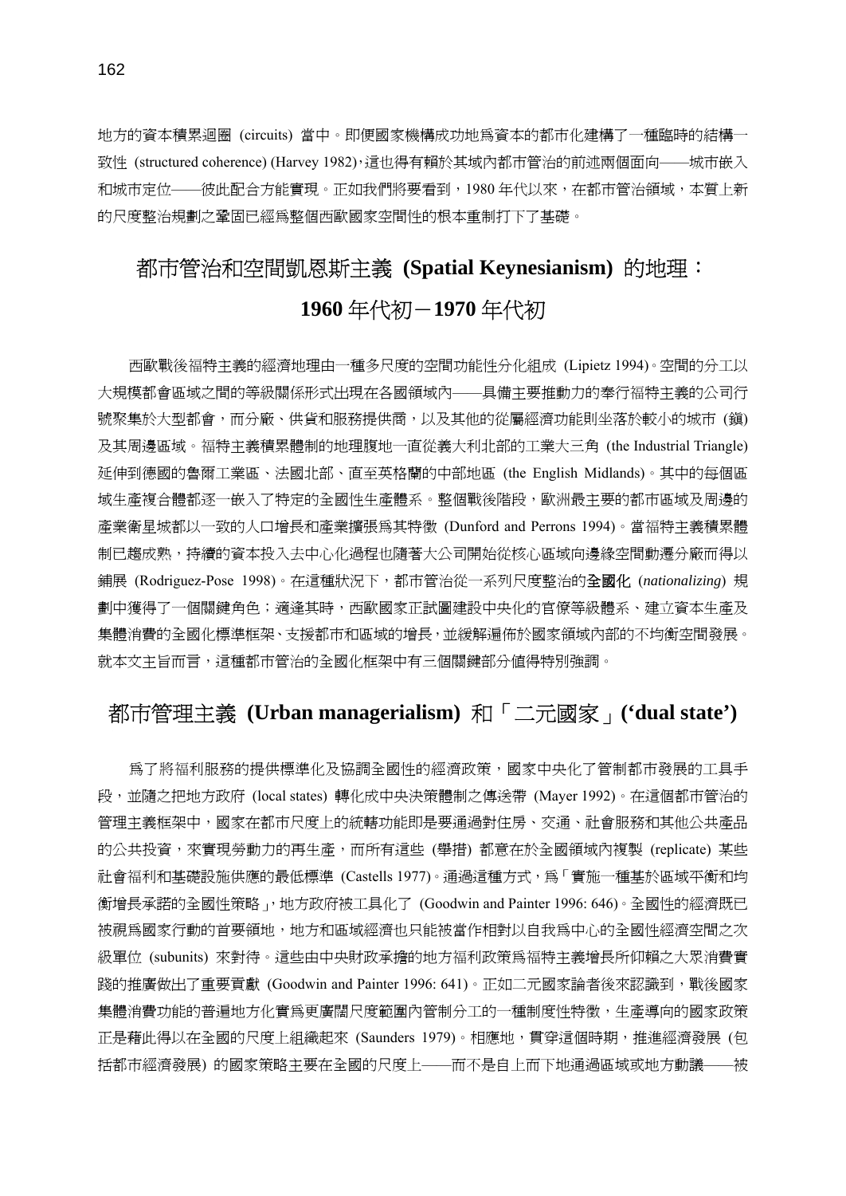地方的資本積累迴圈 (circuits) 當中。即便國家機構成功地為資本的都市化建構了一種臨時的結構一致性 (structured coherence) (Harvey 1982)，這也得有賴於其域內都市管治的前述兩個面向——城市嵌入和城市定位——彼此配合方能實現。正如我們將要看到，1980 年代以來，在都市管治領域，本質上新的尺度整治規劃之鞏固已經為整個西歐國家空間性的根本重制打下了基礎。

## 都市管治和空間凱恩斯主義 (Spatial Keynesianism) 的地理：1960 年代初－1970 年代初

西歐戰後福特主義的經濟地理由一種多尺度的空間功能性分化組成 (Lipietz 1994)。空間的分工以大規模都會區域之間的等級關係形式出現在各國領域內——具備主要推動力的奉行福特主義的公司行號聚集於大型都會，而分廠、供貨和服務提供商，以及其他的從屬經濟功能則坐落於較小的城市 (鎮) 及其周邊區域。福特主義積累體制的地理腹地一直從義大利北部的工業大三角 (the Industrial Triangle) 延伸到德國的魯爾工業區、法國北部、直至英格蘭的中部地區 (the English Midlands)。其中的每個區域生產複合體都逐一嵌入了特定的全國性生產體系。整個戰後階段，歐洲最主要的都市區域及周邊的產業衛星城都以一致的人口增長和產業擴張為其特徵 (Dunford and Perrons 1994)。當福特主義積累體制已趨成熟，持續的資本投入去中心化過程也隨著大公司開始從核心區域向邊緣空間動遷分廠而得以鋪展 (Rodriguez-Pose 1998)。在這種狀況下，都市管治從一系列尺度整治的**全國化** (*nationalizing*) 規劃中獲得了一個關鍵角色；適逢其時，西歐國家正試圖建設中央化的官僚等級體系、建立資本生產及集體消費的全國化標準框架、支援都市和區域的增長，並緩解遍佈於國家領域內部的不均衡空間發展。就本文主旨而言，這種都市管治的全國化框架中有三個關鍵部分值得特別強調。

### 都市管理主義 (Urban managerialism) 和「二元國家」(‘dual state’)

為了將福利服務的提供標準化及協調全國性的經濟政策，國家中央化了管制都市發展的工具手段，並隨之把地方政府 (local states) 轉化成中央決策體制之傳送帶 (Mayer 1992)。在這個都市管治的管理主義框架中，國家在都市尺度上的統轄功能即是要通過對住房、交通、社會服務和其他公共產品的公共投資，來實現勞動力的再生產，而所有這些 (舉措) 都意在於全國領域內複製 (replicate) 某些社會福利和基礎設施供應的最低標準 (Castells 1977)。通過這種方式，為「實施一種基於區域平衡和均衡增長承諾的全國性策略」，地方政府被工具化了 (Goodwin and Painter 1996: 646)。全國性的經濟既已被視為國家行動的首要領地，地方和區域經濟也只能被當作相對以自我為中心的全國性經濟空間之次級單位 (subunits) 來對待。這些由中央財政承擔的地方福利政策為福特主義增長所仰賴之大眾消費實踐的推廣做出了重要貢獻 (Goodwin and Painter 1996: 641)。正如二元國家論者後來認識到，戰後國家集體消費功能的普遍地方化實為更廣闊尺度範圍內管制分工的一種制度性特徵，生產導向的國家政策正是藉此得以在全國的尺度上組織起來 (Saunders 1979)。相應地，貫穿這個時期，推進經濟發展 (包括都市經濟發展) 的國家策略主要在全國的尺度上——而不是自上而下地通過區域或地方動議——被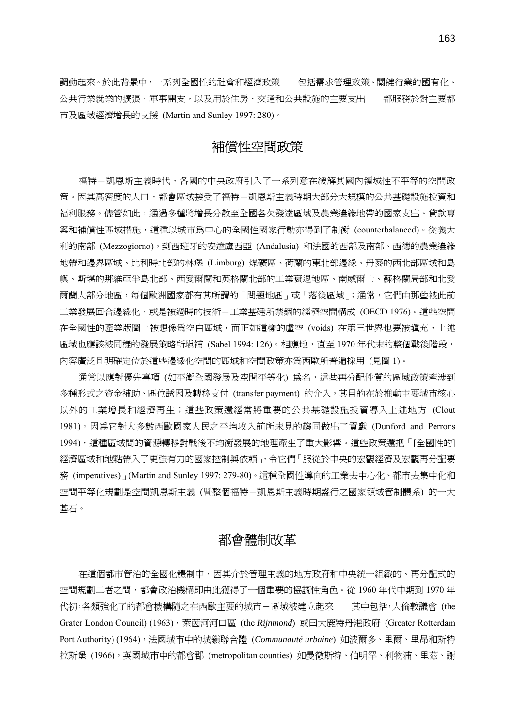調動起來。於此背景中，一系列全國性的社會和經濟政策——包括需求管理政策、關鍵行業的國有化、公共行業就業的擴張、軍事開支，以及用於住房、交通和公共設施的主要支出——都服務於對主要都市及區域經濟增長的支援 (Martin and Sunley 1997: 280)。

## 補償性空間政策

福特－凱恩斯主義時代，各國的中央政府引入了一系列意在緩解其國內領域性不平等的空間政策。因其高密度的人口，都會區域接受了福特－凱恩斯主義時期大部分大規模的公共基礎設施投資和福利服務。儘管如此，通過多種將增長分散至全國各欠發達區域及農業邊緣地帶的國家支出、貸款專案和補償性區域措施，這種以城市為中心的全國性國家行動亦得到了制衡 (counterbalanced)。從義大利的南部 (Mezzogiorno)，到西班牙的安達盧西亞 (Andalusia) 和法國的西部及南部、西德的農業邊緣地帶和邊界區域、比利時北部的林堡 (Limburg) 煤礦區、荷蘭的東北部邊緣、丹麥的西北部區域和島嶼、斯堪的那維亞半島北部、西愛爾蘭和英格蘭北部的工業衰退地區、南威爾士、蘇格蘭局部和北愛爾蘭大部分地區，每個歐洲國家都有其所謂的「問題地區」或「落後區域」；通常，它們由那些被此前工業發展回合邊緣化，或是被過時的技術－工業基建所禁錮的經濟空間構成 (OECD 1976)。這些空間在全國性的產業版圖上被想像為空白區域，而正如這樣的虛空 (voids) 在第三世界也要被填充，上述區域也應該被同樣的發展策略所填補 (Sabel 1994: 126)。相應地，直至 1970 年代末的整個戰後階段，內容廣泛且明確定位於這些邊緣化空間的區域和空間政策亦為西歐所普遍採用 (見圖 1)。

通常以應對優先事項 (如平衡全國發展及空間平等化) 為名，這些再分配性質的區域政策牽涉到多種形式之資金補助、區位誘因及轉移支付 (transfer payment) 的介入，其目的在於推動主要城市核心以外的工業增長和經濟再生；這些政策還經常將重要的公共基礎設施投資導入上述地方 (Clout 1981)。因為它對大多數西歐國家人民之平均收入前所未見的趨同做出了貢獻 (Dunford and Perrons 1994)，這種區域間的資源轉移對戰後不均衡發展的地理產生了重大影響。這些政策還把「[全國性的] 經濟區域和地點帶入了更強有力的國家控制與依賴」，令它們「服從於中央的宏觀經濟及宏觀再分配要務 (imperatives)」(Martin and Sunley 1997: 279-80)。這種全國性導向的工業去中心化、都市去集中化和空間平等化規劃是空間凱恩斯主義 (暨整個福特－凱恩斯主義時期盛行之國家領域管制體系) 的一大基石。

## 都會體制改革

在這個都市管治的全國化體制中，因其介於管理主義的地方政府和中央統一組織的、再分配式的空間規劃二者之間，都會政治機構即由此獲得了一個重要的協調性角色。從 1960 年代中期到 1970 年代初，各類強化了的都會機構隨之在西歐主要的城市－區域被建立起來——其中包括，大倫敦議會 (the Grater London Council) (1963)，萊茵河河口區 (the *Rijnmond*) 或曰大鹿特丹港政府 (Greater Rotterdam Port Authority) (1964)，法國城市中的城鎮聯合體 (*Communauté urbaine*) 如波爾多、里爾、里昂和斯特拉斯堡 (1966)，英國城市中的都會郡 (metropolitan counties) 如曼徹斯特、伯明罕、利物浦、里茲、謝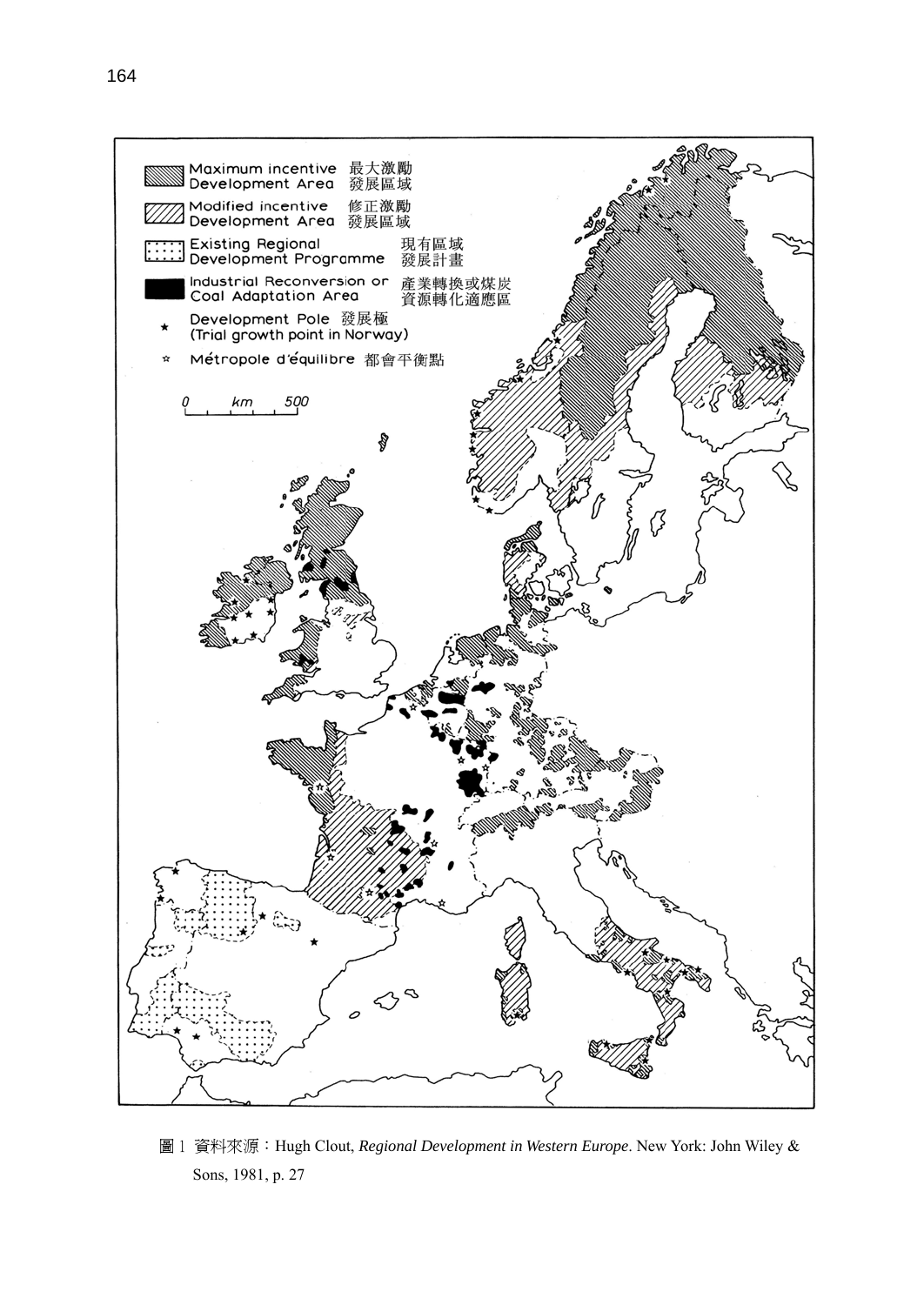| | |
|---|---|
| Maximum incentive Development Area | 最大激勵發展區域 |
| Modified incentive Development Area | 修正激勵發展區域 |
| Existing Regional Development Programme | 現有區域發展計畫 |
| Industrial Reconversion or Coal Adaptation Area | 產業轉換或煤炭資源轉化適應區 |
| ★ Development Pole (Trial growth point in Norway) | 發展極 |
| ☆ Métropole d'équilibre | 都會平衡點 |

0 km 500

圖 1 資料來源：Hugh Clout, *Regional Development in Western Europe*. New York: John Wiley & Sons, 1981, p. 27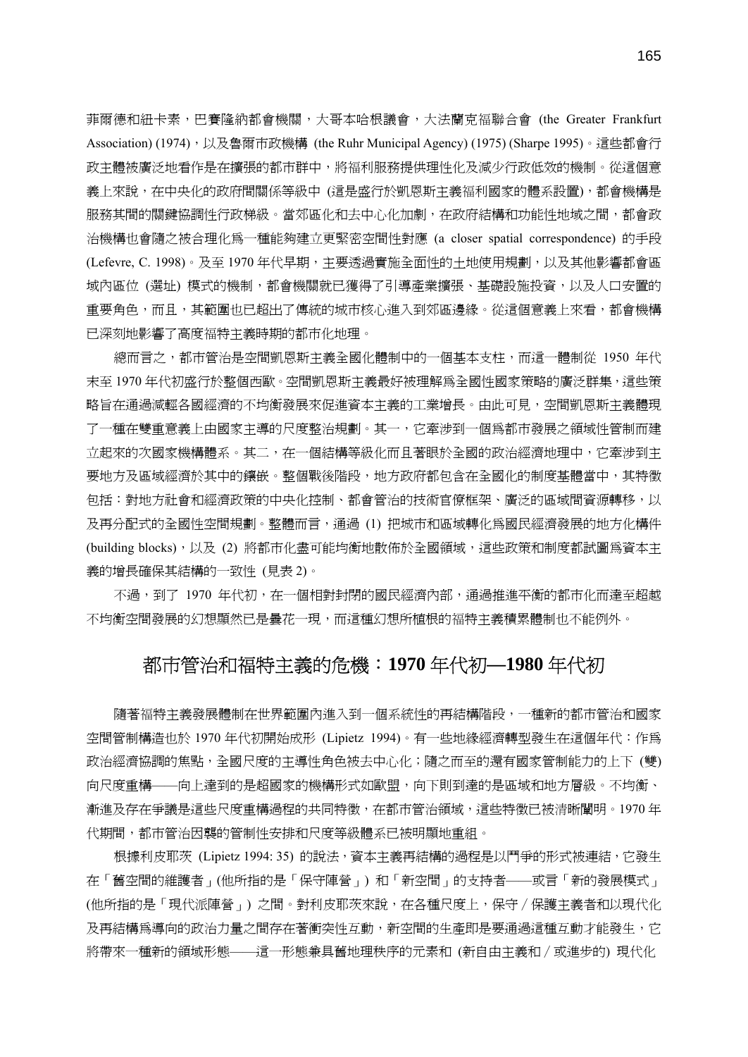菲爾德和紐卡素，巴賽隆納都會機關，大哥本哈根議會，大法蘭克福聯合會 (the Greater Frankfurt Association) (1974)，以及魯爾市政機構 (the Ruhr Municipal Agency) (1975) (Sharpe 1995)。這些都會行政主體被廣泛地看作是在擴張的都市群中，將福利服務提供理性化及減少行政低效的機制。從這個意義上來說，在中央化的政府間關係等級中 (這是盛行於凱恩斯主義福利國家的體系設置)，都會機構是服務其間的關鍵協調性行政梯級。當郊區化和去中心化加劇，在政府結構和功能性地域之間，都會政治機構也會隨之被合理化爲一種能夠建立更緊密空間性對應 (a closer spatial correspondence) 的手段 (Lefevre, C. 1998)。及至 1970 年代早期，主要透過實施全面性的土地使用規劃，以及其他影響都會區域內區位 (選址) 模式的機制，都會機關就已獲得了引導產業擴張、基礎設施投資，以及人口安置的重要角色，而且，其範圍也已超出了傳統的城市核心進入到郊區邊緣。從這個意義上來看，都會機構已深刻地影響了高度福特主義時期的都市化地理。

總而言之，都市管治是空間凱恩斯主義全國化體制中的一個基本支柱，而這一體制從 1950 年代末至 1970 年代初盛行於整個西歐。空間凱恩斯主義最好被理解爲全國性國家策略的廣泛群集，這些策略旨在通過減輕各國經濟的不均衡發展來促進資本主義的工業增長。由此可見，空間凱恩斯主義體現了一種在雙重意義上由國家主導的尺度整治規劃。其一，它牽涉到一個爲都市發展之領域性管制而建立起來的次國家機構體系。其二，在一個結構等級化而且著眼於全國的政治經濟地理中，它牽涉到主要地方及區域經濟於其中的鑲嵌。整個戰後階段，地方政府都包含在全國化的制度基體當中，其特徵包括：對地方社會和經濟政策的中央化控制、都會管治的技術官僚框架、廣泛的區域間資源轉移，以及再分配式的全國性空間規劃。整體而言，通過 (1) 把城市和區域轉化爲國民經濟發展的地方化構件 (building blocks)，以及 (2) 將都市化盡可能均衡地散佈於全國領域，這些政策和制度都試圖爲資本主義的增長確保其結構的一致性 (見表 2)。

不過，到了 1970 年代初，在一個相對封閉的國民經濟內部，通過推進平衡的都市化而達至超越不均衡空間發展的幻想顯然已是曇花一現，而這種幻想所植根的福特主義積累體制也不能例外。

## 都市管治和福特主義的危機：1970 年代初—1980 年代初

隨著福特主義發展體制在世界範圍內進入到一個系統性的再結構階段，一種新的都市管治和國家空間管制構造也於 1970 年代初開始成形 (Lipietz 1994)。有一些地緣經濟轉型發生在這個年代：作爲政治經濟協調的焦點，全國尺度的主導性角色被去中心化；隨之而至的還有國家管制能力的上下 (雙) 向尺度重構——向上達到的是超國家的機構形式如歐盟，向下則到達的是區域和地方層級。不均衡、漸進及存在爭議是這些尺度重構過程的共同特徵，在都市管治領域，這些特徵已被清晰闡明。1970 年代期間，都市管治因襲的管制性安排和尺度等級體系已被明顯地重組。

根據利皮耶茨 (Lipietz 1994: 35) 的說法，資本主義再結構的過程是以鬥爭的形式被連結，它發生在「舊空間的維護者」(他所指的是「保守陣營」) 和「新空間」的支持者——或言「新的發展模式」(他所指的是「現代派陣營」) 之間。對利皮耶茨來說，在各種尺度上，保守／保護主義者和以現代化及再結構爲導向的政治力量之間存在著衝突性互動，新空間的生產即是要通過這種互動才能發生，它將帶來一種新的領域形態——這一形態兼具舊地理秩序的元素和 (新自由主義和／或進步的) 現代化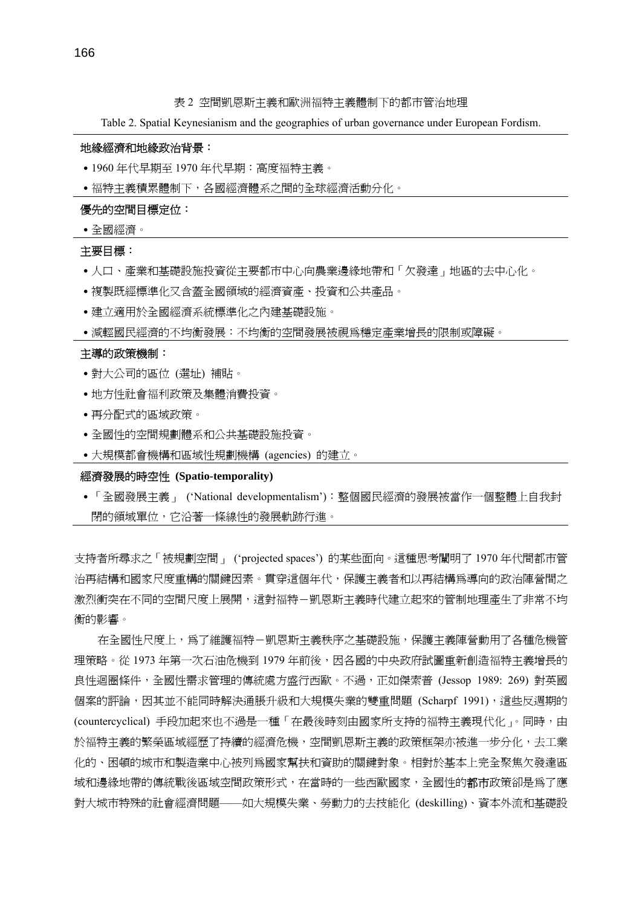表 2 空間凱恩斯主義和歐洲福特主義體制下的都市管治地理

Table 2. Spatial Keynesianism and the geographies of urban governance under European Fordism.

**地緣經濟和地緣政治背景：**

- 1960 年代早期至 1970 年代早期：高度福特主義。
- 福特主義積累體制下，各國經濟體系之間的全球經濟活動分化。

**優先的空間目標定位：**

- 全國經濟。

**主要目標：**

- 人口、產業和基礎設施投資從主要都市中心向農業邊緣地帶和「欠發達」地區的去中心化。
- 複製既經標準化又含蓋全國領域的經濟資產、投資和公共產品。
- 建立適用於全國經濟系統標準化之內建基礎設施。
- 減輕國民經濟的不均衡發展：不均衡的空間發展被視為穩定產業增長的限制或障礙。

**主導的政策機制：**

- 對大公司的區位 (選址) 補貼。
- 地方性社會福利政策及集體消費投資。
- 再分配式的區域政策。
- 全國性的空間規劃體系和公共基礎設施投資。
- 大規模都會機構和區域性規劃機構 (agencies) 的建立。

**經濟發展的時空性 (Spatio-temporality)**

- 「全國發展主義」 ('National developmentalism')：整個國民經濟的發展被當作一個整體上自我封閉的領域單位，它沿著一條線性的發展軌跡行進。

支持者所尋求之「被規劃空間」 ('projected spaces') 的某些面向。這種思考闡明了 1970 年代間都市管治再結構和國家尺度重構的關鍵因素。貫穿這個年代，保護主義者和以再結構為導向的政治陣營間之激烈衝突在不同的空間尺度上展開，這對福特－凱恩斯主義時代建立起來的管制地理產生了非常不均衡的影響。

在全國性尺度上，為了維護福特－凱恩斯主義秩序之基礎設施，保護主義陣營動用了各種危機管理策略。從 1973 年第一次石油危機到 1979 年前後，因各國的中央政府試圖重新創造福特主義增長的良性迴圈條件，全國性需求管理的傳統處方盛行西歐。不過，正如傑索普 (Jessop 1989: 269) 對英國個案的評論，因其並不能同時解決通脹升級和大規模失業的雙重問題 (Scharpf 1991)，這些反週期的 (countercyclical) 手段加起來也不過是一種「在最後時刻由國家所支持的福特主義現代化」。同時，由於福特主義的繁榮區域經歷了持續的經濟危機，空間凱恩斯主義的政策框架亦被進一步分化，去工業化的、困頓的城市和製造業中心被列為國家幫扶和資助的關鍵對象。相對於基本上完全聚焦欠發達區域和邊緣地帶的傳統戰後區域空間政策形式，在當時的一些西歐國家，全國性的**都市**政策卻是為了應對大城市特殊的社會經濟問題——如大規模失業、勞動力的去技能化 (deskilling)、資本外流和基礎設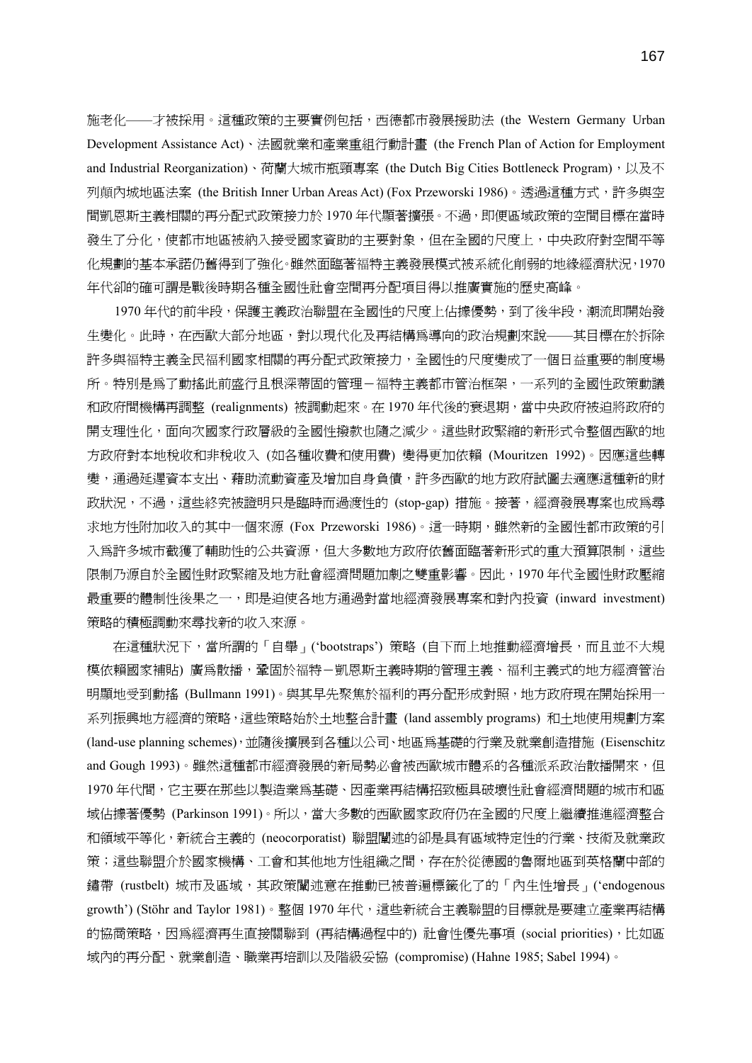施老化——才被採用。這種政策的主要實例包括，西德都市發展援助法 (the Western Germany Urban Development Assistance Act)、法國就業和產業重組行動計畫 (the French Plan of Action for Employment and Industrial Reorganization)、荷蘭大城市瓶頸專案 (the Dutch Big Cities Bottleneck Program)，以及不列顛內城地區法案 (the British Inner Urban Areas Act) (Fox Przeworski 1986)。透過這種方式，許多與空間凱恩斯主義相關的再分配式政策接力於 1970 年代顯著擴張。不過，即便區域政策的空間目標在當時發生了分化，使都市地區被納入接受國家資助的主要對象，但在全國的尺度上，中央政府對空間平等化規劃的基本承諾仍舊得到了強化。雖然面臨著福特主義發展模式被系統化削弱的地緣經濟狀況，1970 年代卻的確可謂是戰後時期各種全國性社會空間再分配項目得以推廣實施的歷史高峰。

1970 年代的前半段，保護主義政治聯盟在全國性的尺度上佔據優勢，到了後半段，潮流即開始發生變化。此時，在西歐大部分地區，對以現代化及再結構爲導向的政治規劃來說——其目標在於拆除許多與福特主義全民福利國家相關的再分配式政策接力，全國性的尺度變成了一個日益重要的制度場所。特別是爲了動搖此前盛行且根深蒂固的管理－福特主義都市管治框架，一系列的全國性政策動議和政府間機構再調整 (realignments) 被調動起來。在 1970 年代後的衰退期，當中央政府被迫將政府的開支理性化，面向次國家行政層級的全國性撥款也隨之減少。這些財政緊縮的新形式令整個西歐的地方政府對本地稅收和非稅收入 (如各種收費和使用費) 變得更加依賴 (Mouritzen 1992)。因應這些轉變，通過延遲資本支出、藉助流動資產及增加自身負債，許多西歐的地方政府試圖去適應這種新的財政狀況，不過，這些終究被證明只是臨時而過渡性的 (stop-gap) 措施。接著，經濟發展專案也成爲尋求地方性附加收入的其中一個來源 (Fox Przeworski 1986)。這一時期，雖然新的全國性都市政策的引入爲許多城市截獲了輔助性的公共資源，但大多數地方政府依舊面臨著新形式的重大預算限制，這些限制乃源自於全國性財政緊縮及地方社會經濟問題加劇之雙重影響。因此，1970 年代全國性財政壓縮最重要的體制性後果之一，即是迫使各地方通過對當地經濟發展專案和對內投資 (inward investment) 策略的積極調動來尋找新的收入來源。

在這種狀況下，當所謂的「自舉」('bootstraps') 策略 (自下而上地推動經濟增長，而且並不大規模依賴國家補貼) 廣爲散播，鞏固於福特－凱恩斯主義時期的管理主義、福利主義式的地方經濟管治明顯地受到動搖 (Bullmann 1991)。與其早先聚焦於福利的再分配形成對照，地方政府現在開始採用一系列振興地方經濟的策略，這些策略始於土地整合計畫 (land assembly programs) 和土地使用規劃方案 (land-use planning schemes)，並隨後擴展到各種以公司、地區爲基礎的行業及就業創造措施 (Eisenschitz and Gough 1993)。雖然這種都市經濟發展的新局勢必會被西歐城市體系的各種派系政治散播開來，但 1970 年代間，它主要在那些以製造業爲基礎、因產業再結構招致極具破壞性社會經濟問題的城市和區域佔據著優勢 (Parkinson 1991)。所以，當大多數的西歐國家政府仍在全國的尺度上繼續推進經濟整合和領域平等化，新統合主義的 (neocorporatist) 聯盟闡述的卻是具有區域特定性的行業、技術及就業政策；這些聯盟介於國家機構、工會和其他地方性組織之間，存在於從德國的魯爾地區到英格蘭中部的鏽帶 (rustbelt) 城市及區域，其政策闡述意在推動已被普遍標籤化了的「內生性增長」('endogenous growth') (Stöhr and Taylor 1981)。整個 1970 年代，這些新統合主義聯盟的目標就是要建立產業再結構的協商策略，因爲經濟再生直接關聯到 (再結構過程中的) 社會性優先事項 (social priorities)，比如區域內的再分配、就業創造、職業再培訓以及階級妥協 (compromise) (Hahne 1985; Sabel 1994)。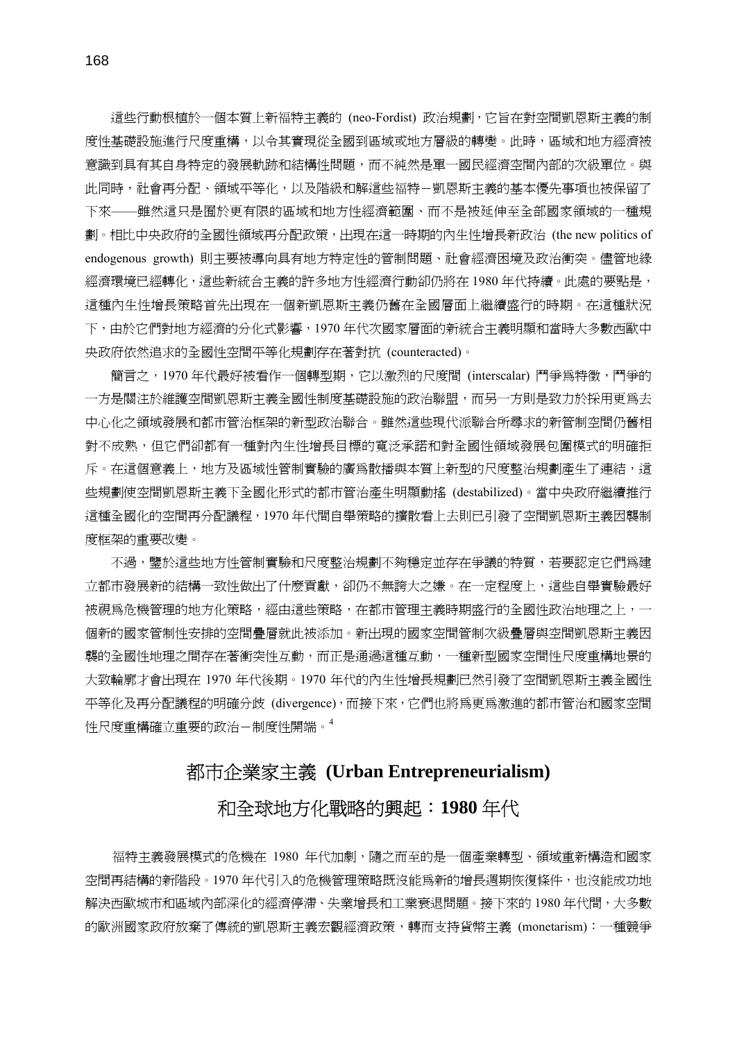這些行動根植於一個本質上新福特主義的 (neo-Fordist) 政治規劃，它旨在對空間凱恩斯主義的制度性基礎設施進行尺度重構，以令其實現從全國到區域或地方層級的轉變。此時，區域和地方經濟被意識到具有其自身特定的發展軌跡和結構性問題，而不純然是單一國民經濟空間內部的次級單位。與此同時，社會再分配、領域平等化，以及階級和解這些福特－凱恩斯主義的基本優先事項也被保留了下來——雖然這只是囿於更有限的區域和地方性經濟範圍、而不是被延伸至全部國家領域的一種規劃。相比中央政府的全國性領域再分配政策，出現在這一時期的內生性增長新政治 (the new politics of endogenous growth) 則主要被導向具有地方特定性的管制問題、社會經濟困境及政治衝突。儘管地緣經濟環境已經轉化，這些新統合主義的許多地方性經濟行動卻仍將在 1980 年代持續。此處的要點是，這種內生性增長策略首先出現在一個新凱恩斯主義仍舊在全國層面上繼續盛行的時期。在這種狀況下，由於它們對地方經濟的分化式影響，1970 年代次國家層面的新統合主義明顯和當時大多數西歐中央政府依然追求的全國性空間平等化規劃存在著對抗 (counteracted)。

簡言之，1970 年代最好被看作一個轉型期，它以激烈的尺度間 (interscalar) 鬥爭為特徵，鬥爭的一方是關注於維護空間凱恩斯主義全國性制度基礎設施的政治聯盟，而另一方則是致力於採用更為去中心化之領域發展和都市管治框架的新型政治聯合。雖然這些現代派聯合所尋求的新管制空間仍舊相對不成熟，但它們卻都有一種對內生性增長目標的寬泛承諾和對全國性領域發展包圍模式的明確拒斥。在這個意義上，地方及區域性管制實驗的廣為散播與本質上新型的尺度整治規劃產生了連結，這些規劃使空間凱恩斯主義下全國化形式的都市管治產生明顯動搖 (destabilized)。當中央政府繼續推行這種全國化的空間再分配議程，1970 年代間自舉策略的擴散看上去則已引發了空間凱恩斯主義因襲制度框架的重要改變。

不過，鑒於這些地方性管制實驗和尺度整治規劃不夠穩定並存在爭議的特質，若要認定它們為建立都市發展新的結構一致性做出了什麼貢獻，卻仍不無誇大之嫌。在一定程度上，這些自舉實驗最好被視為危機管理的地方化策略，經由這些策略，在都市管理主義時期盛行的全國性政治地理之上，一個新的國家管制性安排的空間疊層就此被添加。新出現的國家空間管制次級疊層與空間凱恩斯主義因襲的全國性地理之間存在著衝突性互動，而正是通過這種互動，一種新型國家空間性尺度重構地景的大致輪廓才會出現在 1970 年代後期。1970 年代的內生性增長規劃已然引發了空間凱恩斯主義全國性平等化及再分配議程的明確分歧 (divergence)，而接下來，它們也將為更為激進的都市管治和國家空間性尺度重構確立重要的政治－制度性開端。[4]

## 都市企業家主義 (Urban Entrepreneurialism) 和全球地方化戰略的興起：1980 年代

福特主義發展模式的危機在 1980 年代加劇，隨之而至的是一個產業轉型、領域重新構造和國家空間再結構的新階段。1970 年代引入的危機管理策略既沒能為新的增長週期恢復條件，也沒能成功地解決西歐城市和區域內部深化的經濟停滯、失業增長和工業衰退問題。接下來的 1980 年代間，大多數的歐洲國家政府放棄了傳統的凱恩斯主義宏觀經濟政策，轉而支持貨幣主義 (monetarism)：一種競爭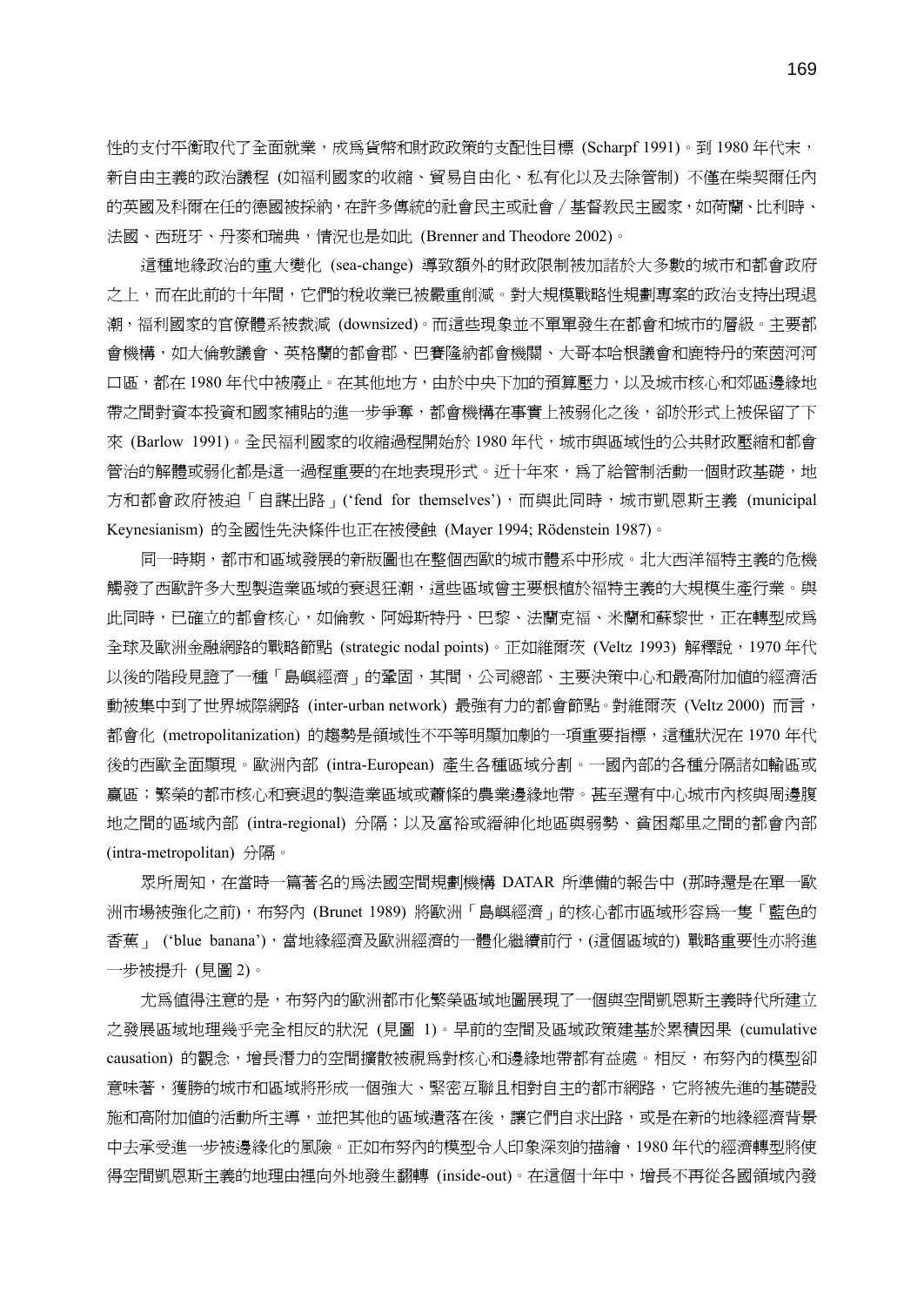性的支付平衡取代了全面就業，成爲貨幣和財政政策的支配性目標 (Scharpf 1991)。到 1980 年代末，新自由主義的政治議程 (如福利國家的收縮、貿易自由化、私有化以及去除管制) 不僅在柴契爾任內的英國及科爾在任的德國被採納，在許多傳統的社會民主或社會／基督教民主國家，如荷蘭、比利時、法國、西班牙、丹麥和瑞典，情況也是如此 (Brenner and Theodore 2002)。

這種地緣政治的重大變化 (sea-change) 導致額外的財政限制被加諸於大多數的城市和都會政府之上，而在此前的十年間，它們的稅收業已被嚴重削減。對大規模戰略性規劃專案的政治支持出現退潮，福利國家的官僚體系被裁減 (downsized)。而這些現象並不單單發生在都會和城市的層級。主要都會機構，如大倫敦議會、英格蘭的都會郡、巴賽隆納都會機關、大哥本哈根議會和鹿特丹的萊因河河口區，都在 1980 年代中被廢止。在其他地方，由於中央下加的預算壓力，以及城市核心和郊區邊緣地帶之間對資本投資和國家補貼的進一步爭奪，都會機構在事實上被弱化之後，卻於形式上被保留了下來 (Barlow 1991)。全民福利國家的收縮過程開始於 1980 年代，城市與區域性的公共財政壓縮和都會管治的解體或弱化都是這一過程重要的在地表現形式。近十年來，爲了給管制活動一個財政基礎，地方和都會政府被迫「自謀出路」('fend for themselves')，而與此同時，城市凱恩斯主義 (municipal Keynesianism) 的全國性先決條件也正在被侵蝕 (Mayer 1994; Rödenstein 1987)。

同一時期，都市和區域發展的新版圖也在整個西歐的城市體系中形成。北大西洋福特主義的危機觸發了西歐許多大型製造業區域的衰退狂潮，這些區域曾主要根植於福特主義的大規模生產行業。與此同時，已確立的都會核心，如倫敦、阿姆斯特丹、巴黎、法蘭克福、米蘭和蘇黎世，正在轉型成爲全球及歐洲金融網路的戰略節點 (strategic nodal points)。正如維爾茨 (Veltz 1993) 解釋說，1970 年代以後的階段見證了一種「島嶼經濟」的鞏固，其間，公司總部、主要決策中心和最高附加值的經濟活動被集中到了世界城際網路 (inter-urban network) 最強有力的都會節點。對維爾茨 (Veltz 2000) 而言，都會化 (metropolitanization) 的趨勢是領域性不平等明顯加劇的一項重要指標，這種狀況在 1970 年代後的西歐全面顯現。歐洲內部 (intra-European) 產生各種區域分割。一國內部的各種分隔諸如輸區或贏區；繁榮的都市核心和衰退的製造業區域或蕭條的農業邊緣地帶。甚至還有中心城市內核與周邊腹地之間的區域內部 (intra-regional) 分隔；以及富裕或縉紳化地區與弱勢、貧困鄰里之間的都會內部 (intra-metropolitan) 分隔。

眾所周知，在當時一篇著名的爲法國空間規劃機構 DATAR 所準備的報告中 (那時還是在單一歐洲市場被強化之前)，布努內 (Brunet 1989) 將歐洲「島嶼經濟」的核心都市區域形容爲一隻「藍色的香蕉」 ('blue banana')，當地緣經濟及歐洲經濟的一體化繼續前行，(這個區域的) 戰略重要性亦將進一步被提升 (見圖 2)。

尤爲值得注意的是，布努內的歐洲都市化繁榮區域地圖展現了一個與空間凱恩斯主義時代所建立之發展區域地理幾乎完全相反的狀況 (見圖 1)。早前的空間及區域政策建基於累積因果 (cumulative causation) 的觀念，增長潛力的空間擴散被視爲對核心和邊緣地帶都有益處。相反，布努內的模型卻意味著，獲勝的城市和區域將形成一個強大、緊密互聯且相對自主的都市網路，它將被先進的基礎設施和高附加值的活動所主導，並把其他的區域遺落在後，讓它們自求出路，或是在新的地緣經濟背景中去承受進一步被邊緣化的風險。正如布努內的模型令人印象深刻的描繪，1980 年代的經濟轉型將使得空間凱恩斯主義的地理由裡向外地發生翻轉 (inside-out)。在這個十年中，增長不再從各國領域內發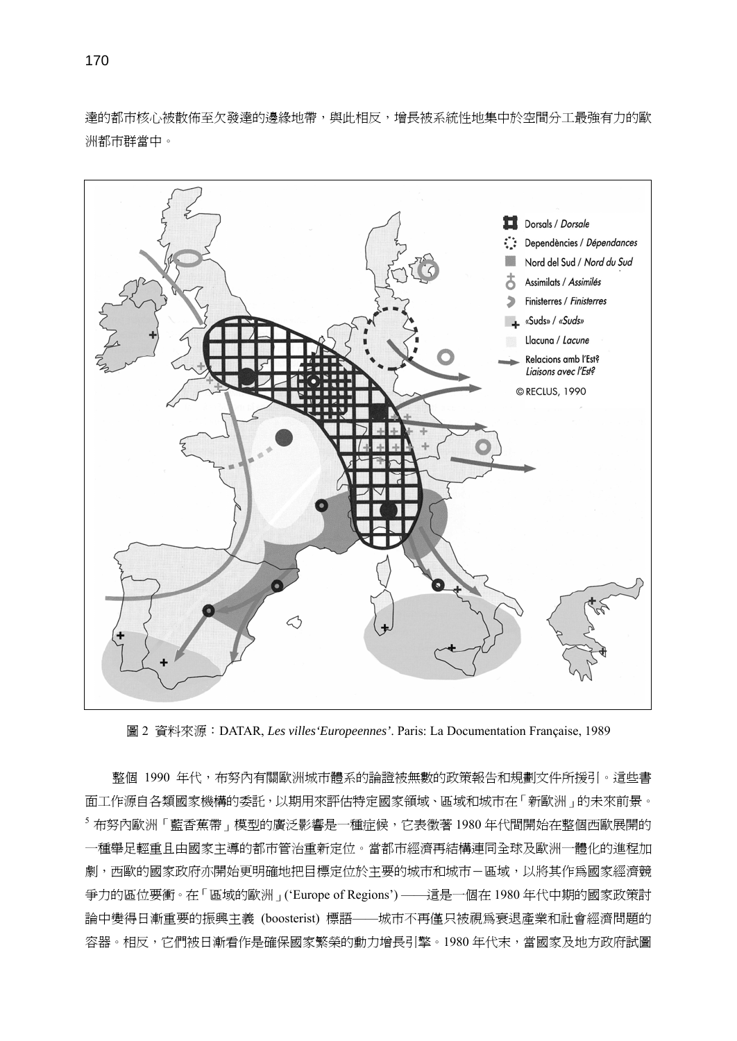達的都市核心被散佈至欠發達的邊緣地帶，與此相反，增長被系統性地集中於空間分工最強有力的歐洲都市群當中。

圖 2 資料來源：DATAR, *Les villes'Europeennes'*. Paris: La Documentation Française, 1989

整個 1990 年代，布努內有關歐洲城市體系的論證被無數的政策報告和規劃文件所援引。這些書面工作源自各類國家機構的委託，以期用來評估特定國家領域、區域和城市在「新歐洲」的未來前景。[5] 布努內歐洲「藍香蕉帶」模型的廣泛影響是一種症候，它表徵著 1980 年代間開始在整個西歐展開的一種舉足輕重且由國家主導的都市管治重新定位。當都市經濟再結構連同全球及歐洲一體化的進程加劇，西歐的國家政府亦開始更明確地把目標定位於主要的城市和城市－區域，以將其作為國家經濟競爭力的區位要衝。在「區域的歐洲」('Europe of Regions') ——這是一個在 1980 年代中期的國家政策討論中變得日漸重要的振興主義 (boosterist) 標語——城市不再僅只被視為衰退產業和社會經濟問題的容器。相反，它們被日漸看作是確保國家繁榮的動力增長引擎。1980 年代末，當國家及地方政府試圖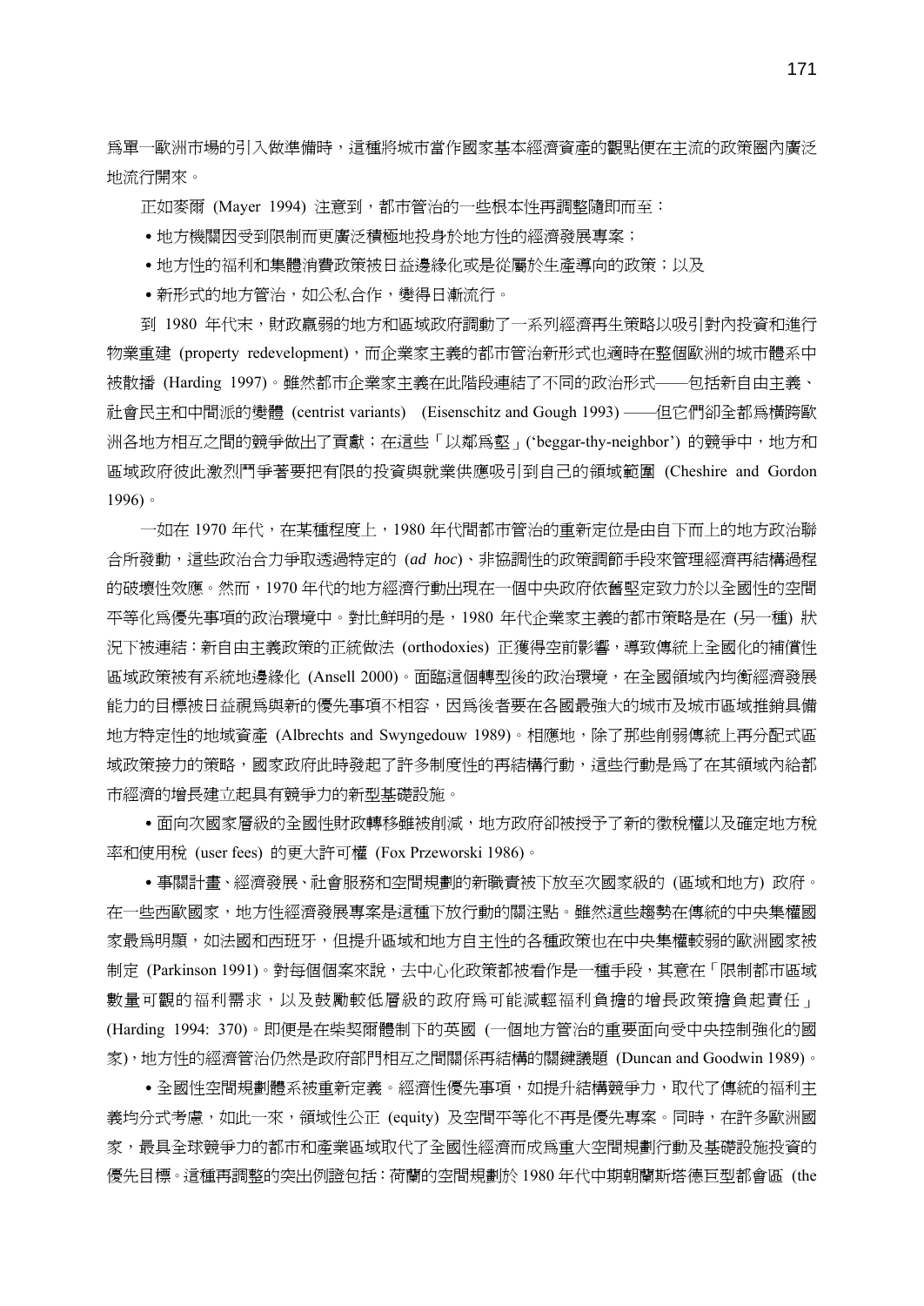爲單一歐洲市場的引入做準備時，這種將城市當作國家基本經濟資產的觀點便在主流的政策圈內廣泛地流行開來。

正如麥爾 (Mayer 1994) 注意到，都市管治的一些根本性再調整隨即而至：

- 地方機關因受到限制而更廣泛積極地投身於地方性的經濟發展專案；
- 地方性的福利和集體消費政策被日益邊緣化或是從屬於生產導向的政策；以及
- 新形式的地方管治，如公私合作，變得日漸流行。

到 1980 年代末，財政贏弱的地方和區域政府調動了一系列經濟再生策略以吸引對內投資和進行物業重建 (property redevelopment)，而企業家主義的都市管治新形式也適時在整個歐洲的城市體系中被散播 (Harding 1997)。雖然都市企業家主義在此階段連結了不同的政治形式——包括新自由主義、社會民主和中間派的變體 (centrist variants) (Eisenschitz and Gough 1993) ——但它們卻全都爲橫跨歐洲各地方相互之間的競爭做出了貢獻；在這些「以鄰爲壑」('beggar-thy-neighbor') 的競爭中，地方和區域政府彼此激烈鬥爭著要把有限的投資與就業供應吸引到自己的領域範圍 (Cheshire and Gordon 1996)。

一如在 1970 年代，在某種程度上，1980 年代間都市管治的重新定位是由自下而上的地方政治聯合所發動，這些政治合力爭取透過特定的 (*ad hoc*)、非協調性的政策調節手段來管理經濟再結構過程的破壞性效應。然而，1970 年代的地方經濟行動出現在一個中央政府依舊堅定致力於以全國性的空間平等化爲優先事項的政治環境中。對比鮮明的是，1980 年代企業家主義的都市策略是在 (另一種) 狀況下被連結：新自由主義政策的正統做法 (orthodoxies) 正獲得空前影響，導致傳統上全國化的補償性區域政策被有系統地邊緣化 (Ansell 2000)。面臨這個轉型後的政治環境，在全國領域內均衡經濟發展能力的目標被日益視爲與新的優先事項不相容，因爲後者要在各國最強大的城市及城市區域推銷具備地方特定性的地域資產 (Albrechts and Swyngedouw 1989)。相應地，除了那些削弱傳統上再分配式區域政策接力的策略，國家政府此時發起了許多制度性的再結構行動，這些行動是爲了在其領域內給都市經濟的增長建立起具有競爭力的新型基礎設施。

- 面向次國家層級的全國性財政轉移雖被削減，地方政府卻被授予了新的徵稅權以及確定地方稅率和使用稅 (user fees) 的更大許可權 (Fox Przeworski 1986)。
- 事關計畫、經濟發展、社會服務和空間規劃的新職責被下放至次國家級的 (區域和地方) 政府。在一些西歐國家，地方性經濟發展專案是這種下放行動的關注點。雖然這些趨勢在傳統的中央集權國家最爲明顯，如法國和西班牙，但提升區域和地方自主性的各種政策也在中央集權較弱的歐洲國家被制定 (Parkinson 1991)。對每個個案來說，去中心化政策都被看作是一種手段，其意在「限制都市區域數量可觀的福利需求，以及鼓勵較低層級的政府爲可能減輕福利負擔的增長政策擔負起責任」(Harding 1994: 370)。即便是在柴契爾體制下的英國 (一個地方管治的重要面向受中央控制強化的國家)，地方性的經濟管治仍然是政府部門相互之間關係再結構的關鍵議題 (Duncan and Goodwin 1989)。
- 全國性空間規劃體系被重新定義。經濟性優先事項，如提升結構競爭力，取代了傳統的福利主義均分式考慮，如此一來，領域性公正 (equity) 及空間平等化不再是優先專案。同時，在許多歐洲國家，最具全球競爭力的都市和產業區域取代了全國性經濟而成爲重大空間規劃行動及基礎設施投資的優先目標。這種再調整的突出例證包括：荷蘭的空間規劃於 1980 年代中期朝蘭斯塔德巨型都會區 (the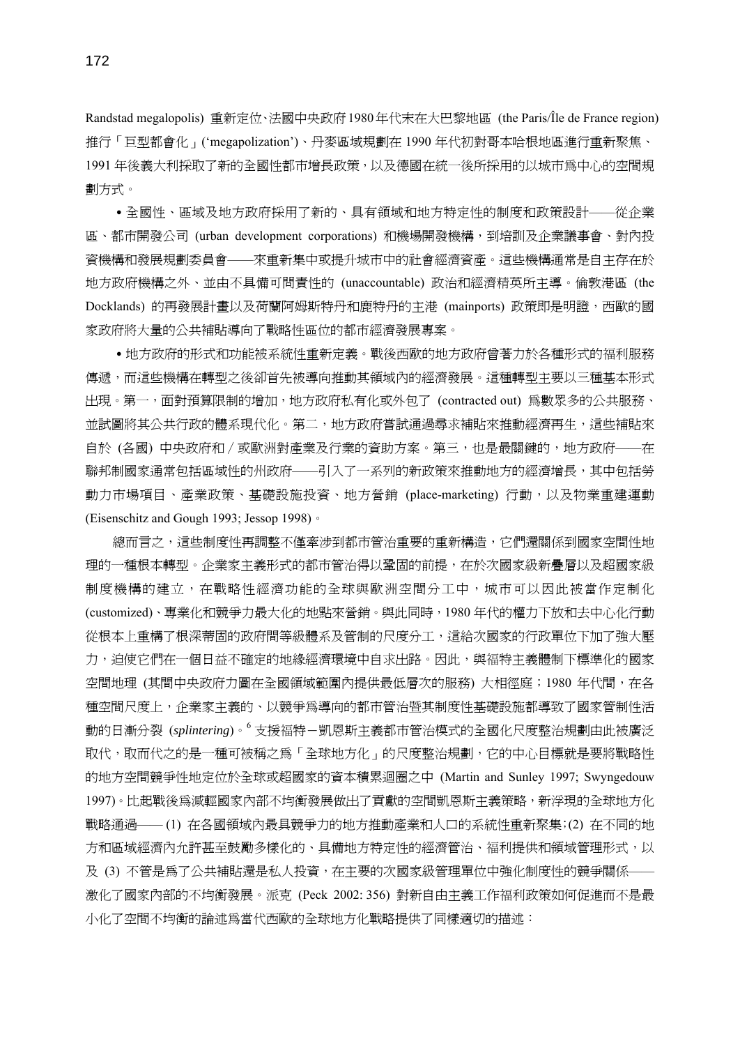Randstad megalopolis) 重新定位、法國中央政府 1980 年代末在大巴黎地區 (the Paris/Île de France region) 推行「巨型都會化」('megapolization')、丹麥區域規劃在 1990 年代初對哥本哈根地區進行重新聚焦、1991 年後義大利採取了新的全國性都市增長政策，以及德國在統一後所採用的以城市為中心的空間規劃方式。

• 全國性、區域及地方政府採用了新的、具有領域和地方特定性的制度和政策設計——從企業區、都市開發公司 (urban development corporations) 和機場開發機構，到培訓及企業議事會、對內投資機構和發展規劃委員會——來重新集中或提升城市中的社會經濟資產。這些機構通常是自主存在於地方政府機構之外、並由不具備可問責性的 (unaccountable) 政治和經濟精英所主導。倫敦港區 (the Docklands) 的再發展計畫以及荷蘭阿姆斯特丹和鹿特丹的主港 (mainports) 政策即是明證，西歐的國家政府將大量的公共補貼導向了戰略性區位的都市經濟發展專案。

• 地方政府的形式和功能被系統性重新定義。戰後西歐的地方政府曾著力於各種形式的福利服務傳遞，而這些機構在轉型之後卻首先被導向推動其領域內的經濟發展。這種轉型主要以三種基本形式出現。第一，面對預算限制的增加，地方政府私有化或外包了 (contracted out) 為數眾多的公共服務、並試圖將其公共行政的體系現代化。第二，地方政府嘗試通過尋求補貼來推動經濟再生，這些補貼來自於 (各國) 中央政府和／或歐洲對產業及行業的資助方案。第三，也是最關鍵的，地方政府——在聯邦制國家通常包括區域性的州政府——引入了一系列的新政策來推動地方的經濟增長，其中包括勞動力市場項目、產業政策、基礎設施投資、地方營銷 (place-marketing) 行動，以及物業重建運動 (Eisenschitz and Gough 1993; Jessop 1998)。

總而言之，這些制度性再調整不僅牽涉到都市管治重要的重新構造，它們還關係到國家空間性地理的一種根本轉型。企業家主義形式的都市管治得以鞏固的前提，在於次國家級新疊層以及超國家級制度機構的建立，在戰略性經濟功能的全球與歐洲空間分工中，城市可以因此被當作定制化 (customized)、專業化和競爭力最大化的地點來營銷。與此同時，1980 年代的權力下放和去中心化行動從根本上重構了根深蒂固的政府間等級體系及管制的尺度分工，這給次國家的行政單位下加了強大壓力，迫使它們在一個日益不確定的地緣經濟環境中自求出路。因此，與福特主義體制下標準化的國家空間地理 (其間中央政府力圖在全國領域範圍內提供最低層次的服務) 大相徑庭；1980 年代間，在各種空間尺度上，企業家主義的、以競爭為導向的都市管治暨其制度性基礎設施都導致了國家管制性活動的日漸分裂 (*splintering*)。[6] 支援福特－凱恩斯主義都市管治模式的全國化尺度整治規劃由此被廣泛取代，取而代之的是一種可被稱之為「全球地方化」的尺度整治規劃，它的中心目標就是要將戰略性的地方空間競爭性地定位於全球或超國家的資本積累迴圈之中 (Martin and Sunley 1997; Swyngedouw 1997)。比起戰後為減輕國家內部不均衡發展做出了貢獻的空間凱恩斯主義策略，新浮現的全球地方化戰略通過——(1) 在各國領域內最具競爭力的地方推動產業和人口的系統性重新聚集；(2) 在不同的地方和區域經濟內允許甚至鼓勵多樣化的、具備地方特定性的經濟管治、福利提供和領域管理形式，以及 (3) 不管是為了公共補貼還是私人投資，在主要的次國家級管理單位中強化制度性的競爭關係——激化了國家內部的不均衡發展。派克 (Peck 2002: 356) 對新自由主義工作福利政策如何促進而不是最小化了空間不均衡的論述為當代西歐的全球地方化戰略提供了同樣適切的描述：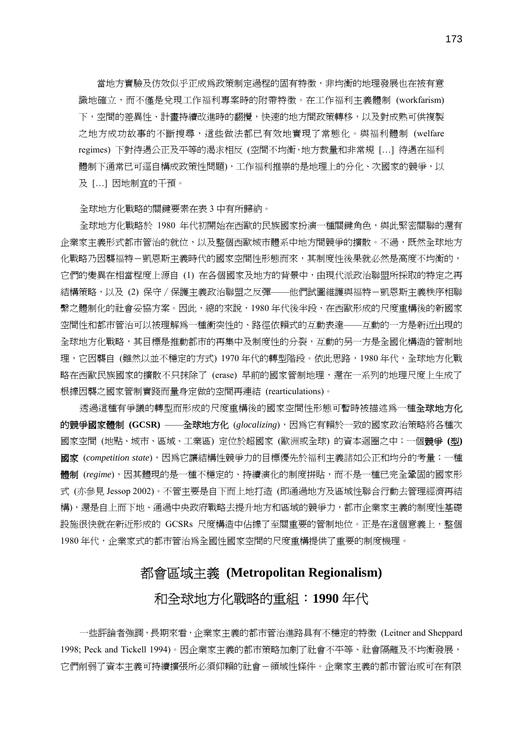當地方實驗及仿效似乎正成爲政策制定過程的固有特徵，非均衡的地理發展也在被有意識地確立，而不僅是兌現工作福利專案時的附帶特徵。在工作福利主義體制 (workfarism) 下，空間的差異性、計畫持續改進時的翻攪，快速的地方間政策轉移，以及對成熟可供複製之地方成功故事的不斷搜尋，這些做法都已有效地實現了常態化。與福利體制 (welfare regimes) 下對待遇公正及平等的渴求相反 (空間不均衡、地方裁量和非常規 […] 待遇在福利體制下通常已可逕自構成政策性問題)，工作福利推崇的是地理上的分化、次國家的競爭，以及 […] 因地制宜的干預。

全球地方化戰略的關鍵要素在表 3 中有所歸納。

全球地方化戰略於 1980 年代初開始在西歐的民族國家扮演一種關鍵角色，與此緊密關聯的還有企業家主義形式都市管治的就位，以及整個西歐城市體系中地方間競爭的擴散。不過，既然全球地方化戰略乃因襲福特－凱恩斯主義時代的國家空間性形態而來，其制度性後果就必然是高度不均衡的，它們的變異在相當程度上源自 (1) 在各個國家及地方的背景中，由現代派政治聯盟所採取的特定之再結構策略，以及 (2) 保守／保護主義政治聯盟之反彈——他們試圖維護與福特－凱恩斯主義秩序相聯繫之體制化的社會妥協方案。因此，總的來說，1980 年代後半段，在西歐形成的尺度重構後的新國家空間性和都市管治可以被理解爲一種衝突性的、路徑依賴式的互動表達——互動的一方是新近出現的全球地方化戰略，其目標是推動都市的再集中及制度性的分裂，互動的另一方是全國化構造的管制地理，它因襲自 (雖然以並不穩定的方式) 1970 年代的轉型階段。依此思路，1980 年代，全球地方化戰略在西歐民族國家的擴散不只抹除了 (erase) 早前的國家管制地理，還在一系列的地理尺度上生成了根據因襲之國家管制實踐而量身定做的空間再連結 (rearticulations)。

透過這種有爭議的轉型而形成的尺度重構後的國家空間性形態可暫時被描述爲一種**全球地方化的競爭國家體制 (GCSR)** ——**全球地方化** (*glocalizing*)，因爲它有賴於一致的國家政治策略將各種次國家空間 (地點、城市、區域、工業區) 定位於超國家 (歐洲或全球) 的資本迴圈之中；一個**競爭 (型) 國家** (*competition state*)，因爲它讓結構性競爭力的目標優先於福利主義諸如公正和均分的考量；一種**體制** (*regime*)，因其體現的是一種不穩定的、持續演化的制度拼貼，而不是一種已完全鞏固的國家形式 (亦參見 Jessop 2002)。不管主要是自下而上地打造 (即通過地方及區域性聯合行動去管理經濟再結構)，還是自上而下地、通過中央政府戰略去提升地方和區域的競爭力，都市企業家主義的制度性基礎設施很快就在新近形成的 GCSRs 尺度構造中佔據了至關重要的管制地位。正是在這個意義上，整個 1980 年代，企業家式的都市管治爲全國性國家空間的尺度重構提供了重要的制度機理。

## 都會區域主義 (Metropolitan Regionalism) 和全球地方化戰略的重組：1990 年代

一些評論者強調，長期來看，企業家主義的都市管治進路具有不穩定的特徵 (Leitner and Sheppard 1998; Peck and Tickell 1994)。因企業家主義的都市策略加劇了社會不平等、社會隔離及不均衡發展，它們削弱了資本主義可持續擴張所必須仰賴的社會－領域性條件。企業家主義的都市管治或可在有限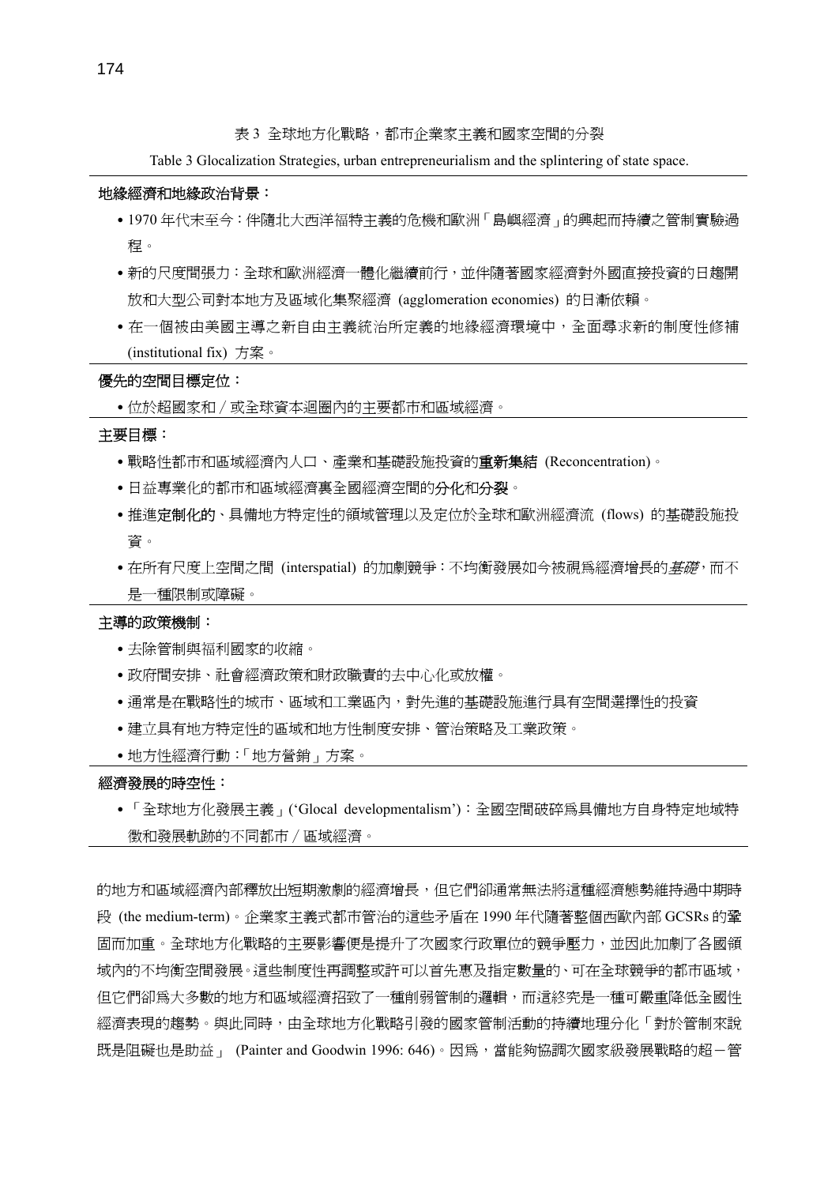表 3 全球地方化戰略，都市企業家主義和國家空間的分裂

Table 3 Glocalization Strategies, urban entrepreneurialism and the splintering of state space.

**地緣經濟和地緣政治背景：**

- 1970 年代末至今：伴隨北大西洋福特主義的危機和歐洲「島嶼經濟」的興起而持續之管制實驗過程。
- 新的尺度間張力：全球和歐洲經濟一體化繼續前行，並伴隨著國家經濟對外國直接投資的日趨開放和大型公司對本地方及區域化集聚經濟 (agglomeration economies) 的日漸依賴。
- 在一個被由美國主導之新自由主義統治所定義的地緣經濟環境中，全面尋求新的制度性修補 (institutional fix) 方案。

**優先的空間目標定位：**

- 位於超國家和／或全球資本迴圈內的主要都市和區域經濟。

**主要目標：**

- 戰略性都市和區域經濟內人口、產業和基礎設施投資的**重新集結** (Reconcentration)。
- 日益專業化的都市和區域經濟裏全國經濟空間的**分化和分裂**。
- 推進**定制化的**、具備地方特定性的領域管理以及定位於全球和歐洲經濟流 (flows) 的基礎設施投資。
- 在所有尺度上空間之間 (interspatial) 的加劇競爭：不均衡發展如今被視爲經濟增長的*基礎*，而不是一種限制或障礙。

**主導的政策機制：**

- 去除管制與福利國家的收縮。
- 政府間安排、社會經濟政策和財政職責的去中心化或放權。
- 通常是在戰略性的城市、區域和工業區內，對先進的基礎設施進行具有空間選擇性的投資
- 建立具有地方特定性的區域和地方性制度安排、管治策略及工業政策。
- 地方性經濟行動：「地方營銷」方案。

**經濟發展的時空性：**

- 「全球地方化發展主義」('Glocal developmentalism')：全國空間破碎爲具備地方自身特定地域特徵和發展軌跡的不同都市／區域經濟。

的地方和區域經濟內部釋放出短期激劇的經濟增長，但它們卻通常無法將這種經濟態勢維持過中期時段 (the medium-term)。企業家主義式都市管治的這些矛盾在 1990 年代隨著整個西歐內部 GCSRs 的鞏固而加重。全球地方化戰略的主要影響便是提升了次國家行政單位的競爭壓力，並因此加劇了各國領域內的不均衡空間發展。這些制度性再調整或許可以首先惠及指定數量的、可在全球競爭的都市區域，但它們卻爲大多數的地方和區域經濟招致了一種削弱管制的邏輯，而這終究是一種可嚴重降低全國性經濟表現的趨勢。與此同時，由全球地方化戰略引發的國家管制活動的持續地理分化「對於管制來說既是阻礙也是助益」 (Painter and Goodwin 1996: 646)。因爲，當能夠協調次國家級發展戰略的超－管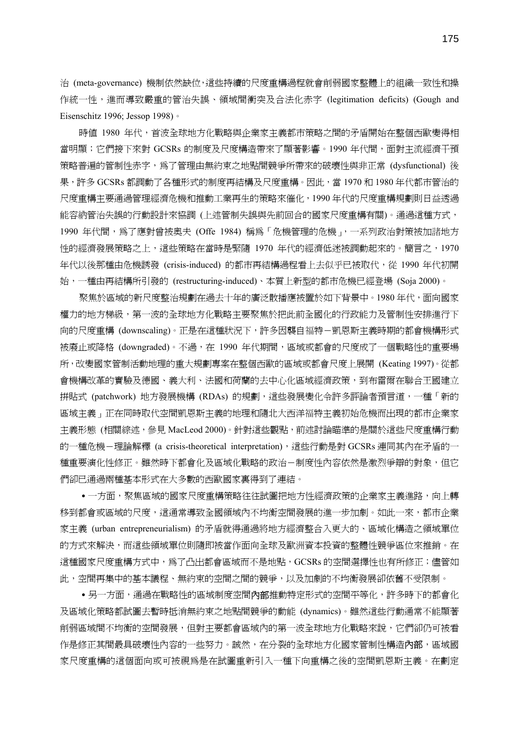治 (meta-governance) 機制依然缺位，這些持續的尺度重構過程就會削弱國家整體上的組織一致性和操作統一性，進而導致嚴重的管治失誤、領域間衝突及合法化赤字 (legitimation deficits) (Gough and Eisenschitz 1996; Jessop 1998)。

時值 1980 年代，首波全球地方化戰略與企業家主義都市策略之間的矛盾開始在整個西歐變得相當明顯；它們接下來對 GCSRs 的制度及尺度構造帶來了顯著影響。1990 年代間，面對主流經濟干預策略普遍的管制性赤字，為了管理由無約束之地點間競爭所帶來的破壞性與非正常 (dysfunctional) 後果，許多 GCSRs 都調動了各種形式的制度再結構及尺度重構。因此，當 1970 和 1980 年代都市管治的尺度重構主要通過管理經濟危機和推動工業再生的策略來催化，1990 年代的尺度重構規劃則日益透過能容納管治失誤的行動設計來協調 (上述管制失誤與先前回合的國家尺度重構有關)。通過這種方式，1990 年代間，為了應對曾被奧夫 (Offe 1984) 稱為「危機管理的危機」，一系列政治對策被加諸地方性的經濟發展策略之上，這些策略在當時是緊隨 1970 年代的經濟低迷被調動起來的。簡言之，1970 年代以後那種由危機誘發 (crisis-induced) 的都市再結構過程看上去似乎已被取代，從 1990 年代初開始，一種由再結構所引發的 (restructuring-induced)、本質上新型的都市危機已經登場 (Soja 2000)。

聚焦於區域的新尺度整治規劃在過去十年的廣泛散播應被置於如下背景中。1980 年代，面向國家權力的地方梯級，第一波的全球地方化戰略主要聚焦於把此前全國化的行政能力及管制性安排進行下向的尺度重構 (downscaling)。正是在這種狀況下，許多因襲自福特－凱恩斯主義時期的都會機構形式被廢止或降格 (downgraded)。不過，在 1990 年代期間，區域或都會的尺度成了一個戰略性的重要場所，改變國家管制活動地理的重大規劃專案在整個西歐的區域或都會尺度上展開 (Keating 1997)。從都會機構改革的實驗及德國、義大利、法國和荷蘭的去中心化區域經濟政策，到布雷爾在聯合王國建立拼貼式 (patchwork) 地方發展機構 (RDAs) 的規劃，這些發展變化令許多評論者預言道，一種「新的區域主義」正在同時取代空間凱恩斯主義的地理和隨北大西洋福特主義初始危機而出現的都市企業家主義形態 (相關綜述，參見 MacLeod 2000)。針對這些觀點，前述討論瞄準的是關於這些尺度重構行動的一種危機－理論解釋 (a crisis-theoretical interpretation)，這些行動是對 GCSRs 連同其內在矛盾的一種重要演化性修正。雖然時下都會化及區域化戰略的政治－制度性內容依然是激烈爭辯的對象，但它們卻已通過兩種基本形式在大多數的西歐國家裏得到了連結。

- 一方面，聚焦區域的國家尺度重構策略往往試圖把地方性經濟政策的企業家主義進路，向上轉移到都會或區域的尺度，這通常導致全國領域內不均衡空間發展的進一步加劇。如此一來，都市企業家主義 (urban entrepreneurialism) 的矛盾就得通過將地方經濟整合入更大的、區域化構造之領域單位的方式來解決，而這些領域單位則隨即被當作面向全球及歐洲資本投資的整體性競爭區位來推銷。在這種國家尺度重構方式中，為了凸出都會區域而不是地點，GCSRs 的空間選擇性也有所修正；儘管如此，空間再集中的基本議程、無約束的空間之間的競爭，以及加劇的不均衡發展卻依舊不受限制。

- 另一方面，通過在戰略性的區域制度空間**內部**推動特定形式的空間平等化，許多時下的都會化及區域化策略都試圖去暫時抵消無約束之地點間競爭的動能 (dynamics)。雖然這些行動通常不能顯著削弱區域間不均衡的空間發展，但對主要都會區域內的第一波全球地方化戰略來說，它們卻仍可被看作是修正其間最具破壞性內容的一些努力。誠然，在分裂的全球地方化國家管制性構造**內部**，區域國家尺度重構的這個面向或可被視為是在試圖重新引入一種下向重構之後的空間凱恩斯主義。在劃定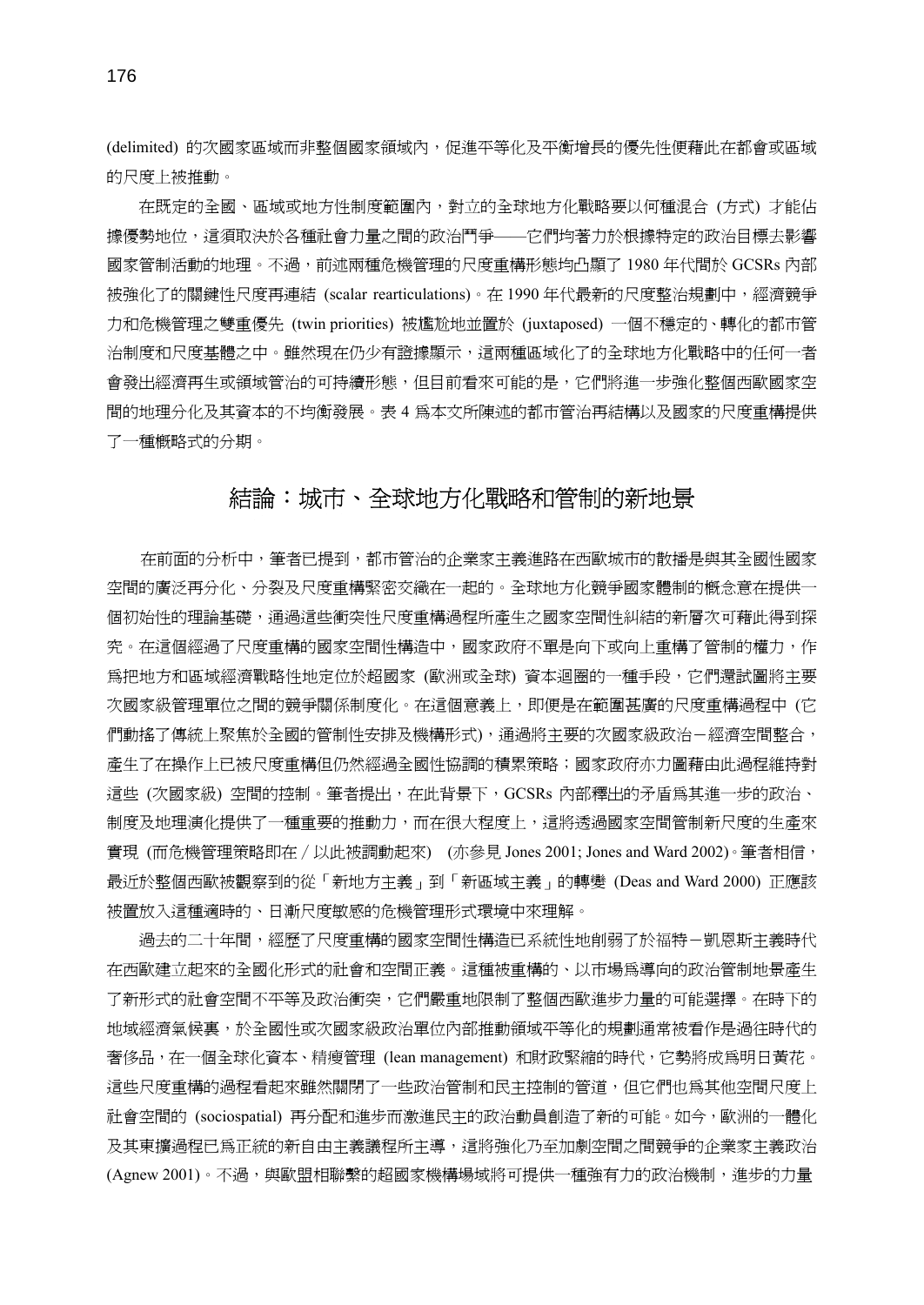(delimited) 的次國家區域而非整個國家領域內，促進平等化及平衡增長的優先性便藉此在都會或區域的尺度上被推動。

在既定的全國、區域或地方性制度範圍內，對立的全球地方化戰略要以何種混合 (方式) 才能佔據優勢地位，這須取決於各種社會力量之間的政治鬥爭——它們均著力於根據特定的政治目標去影響國家管制活動的地理。不過，前述兩種危機管理的尺度重構形態均凸顯了 1980 年代間於 GCSRs 內部被強化了的關鍵性尺度再連結 (scalar rearticulations)。在 1990 年代最新的尺度整治規劃中，經濟競爭力和危機管理之雙重優先 (twin priorities) 被尷尬地並置於 (juxtaposed) 一個不穩定的、轉化的都市管治制度和尺度基體之中。雖然現在仍少有證據顯示，這兩種區域化了的全球地方化戰略中的任何一者會發出經濟再生或領域管治的可持續形態，但目前看來可能的是，它們將進一步強化整個西歐國家空間的地理分化及其資本的不均衡發展。表 4 為本文所陳述的都市管治再結構以及國家的尺度重構提供了一種概略式的分期。

## 結論：城市、全球地方化戰略和管制的新地景

在前面的分析中，筆者已提到，都市管治的企業家主義進路在西歐城市的散播是與其全國性國家空間的廣泛再分化、分裂及尺度重構緊密交織在一起的。全球地方化競爭國家體制的概念意在提供一個初始性的理論基礎，通過這些衝突性尺度重構過程所產生之國家空間性糾結的新層次可藉此得到探究。在這個經過了尺度重構的國家空間性構造中，國家政府不單是向下或向上重構了管制的權力，作為把地方和區域經濟戰略性地定位於超國家 (歐洲或全球) 資本迴圈的一種手段，它們還試圖將主要次國家級管理單位之間的競爭關係制度化。在這個意義上，即便是在範圍甚廣的尺度重構過程中 (它們動搖了傳統上聚焦於全國的管制性安排及機構形式)，通過將主要的次國家級政治－經濟空間整合，產生了在操作上已被尺度重構但仍然經過全國性協調的積累策略；國家政府亦力圖藉由此過程維持對這些 (次國家級) 空間的控制。筆者提出，在此背景下，GCSRs 內部釋出的矛盾為其進一步的政治、制度及地理演化提供了一種重要的推動力，而在很大程度上，這將透過國家空間管制新尺度的生產來實現 (而危機管理策略即在／以此被調動起來) (亦參見 Jones 2001; Jones and Ward 2002)。筆者相信，最近於整個西歐被觀察到的從「新地方主義」到「新區域主義」的轉變 (Deas and Ward 2000) 正應該被置放入這種適時的、日漸尺度敏感的危機管理形式環境中來理解。

過去的二十年間，經歷了尺度重構的國家空間性構造已系統性地削弱了於福特－凱恩斯主義時代在西歐建立起來的全國化形式的社會和空間正義。這種被重構的、以市場為導向的政治管制地景產生了新形式的社會空間不平等及政治衝突，它們嚴重地限制了整個西歐進步力量的可能選擇。在時下的地域經濟氣候裏，於全國性或次國家級政治單位內部推動領域平等化的規劃通常被看作是過往時代的奢侈品，在一個全球化資本、精瘦管理 (lean management) 和財政緊縮的時代，它勢將成為明日黃花。這些尺度重構的過程看起來雖然關閉了一些政治管制和民主控制的管道，但它們也為其他空間尺度上社會空間的 (sociospatial) 再分配和進步而激進民主的政治動員創造了新的可能。如今，歐洲的一體化及其東擴過程已為正統的新自由主義議程所主導，這將強化乃至加劇空間之間競爭的企業家主義政治 (Agnew 2001)。不過，與歐盟相聯繫的超國家機構場域將可提供一種強有力的政治機制，進步的力量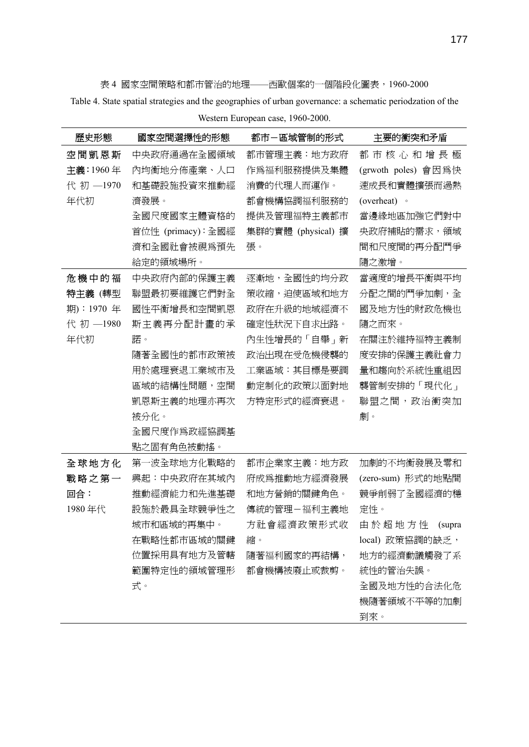表 4 國家空間策略和都市管治的地理——西歐個案的一個階段化圖表，1960-2000

Table 4. State spatial strategies and the geographies of urban governance: a schematic periodzation of the Western European case, 1960-2000.

| 歷史形態 | 國家空間選擇性的形態 | 都市－區域管制的形式 | 主要的衝突和矛盾 |
|---|---|---|---|
| 空間凱恩斯主義：1960 年代初 —1970 年代初 | 中央政府通過在全國領域內均衡地分佈產業、人口和基礎設施投資來推動經濟發展。<br>全國尺度國家主體資格的首位性 (primacy)：全國經濟和全國社會被視爲預先給定的領域場所。 | 都市管理主義：地方政府作爲福利服務提供及集體消費的代理人而運作。<br>都會機構協調福利服務的提供及管理福特主義都市集群的實體 (physical) 擴張。 | 都市核心和增長極 (grwoth poles) 會因爲快速成長和實體擴張而過熱 (overheat) 。<br>當邊緣地區加強它們對中央政府補貼的需求，領域間和尺度間的再分配鬥爭隨之激增。 |
| 危機中的福特主義 (轉型期)：1970 年代初 —1980 年代初 | 中央政府內部的保護主義聯盟最初要維護它們對全國性平衡增長和空間凱恩斯主義再分配計畫的承諾。<br>隨著全國性的都市政策被用於處理衰退工業城市及區域的結構性問題，空間凱恩斯主義的地理亦再次被分化。<br>全國尺度作爲政經協調基點之固有角色被動搖。 | 逐漸地，全國性的均分政策收縮，迫使區域和地方政府在升級的地域經濟不確定性狀況下自求出路。<br>內生性增長的「自舉」新政治出現在受危機侵襲的工業區域：其目標是要調動定制化的政策以面對地方特定形式的經濟衰退。 | 當適度的增長平衡與平均分配之間的鬥爭加劇，全國及地方性的財政危機也隨之而來。<br>在關注於維持福特主義制度安排的保護主義社會力量和趨向於系統性重組因襲管制安排的「現代化」聯盟之間，政治衝突加劇。 |
| 全球地方化戰略之第一回合：1980 年代 | 第一波全球地方化戰略的興起：中央政府在其域內推動經濟能力和先進基礎設施於最具全球競爭性之城市和區域的再集中。<br>在戰略性都市區域的關鍵位置採用具有地方及管轄範圍特定性的領域管理形式。 | 都市企業家主義：地方政府成爲推動地方經濟發展和地方營銷的關鍵角色。<br>傳統的管理－福利主義地方社會經濟政策形式收縮。<br>隨著福利國家的再結構，都會機構被廢止或裁剪。 | 加劇的不均衡發展及零和 (zero-sum) 形式的地點間競爭削弱了全國經濟的穩定性。<br>由於超地方性 (supra local) 政策協調的缺乏，地方的經濟動議觸發了系統性的管治失誤。<br>全國及地方性的合法化危機隨著領域不平等的加劇到來。 |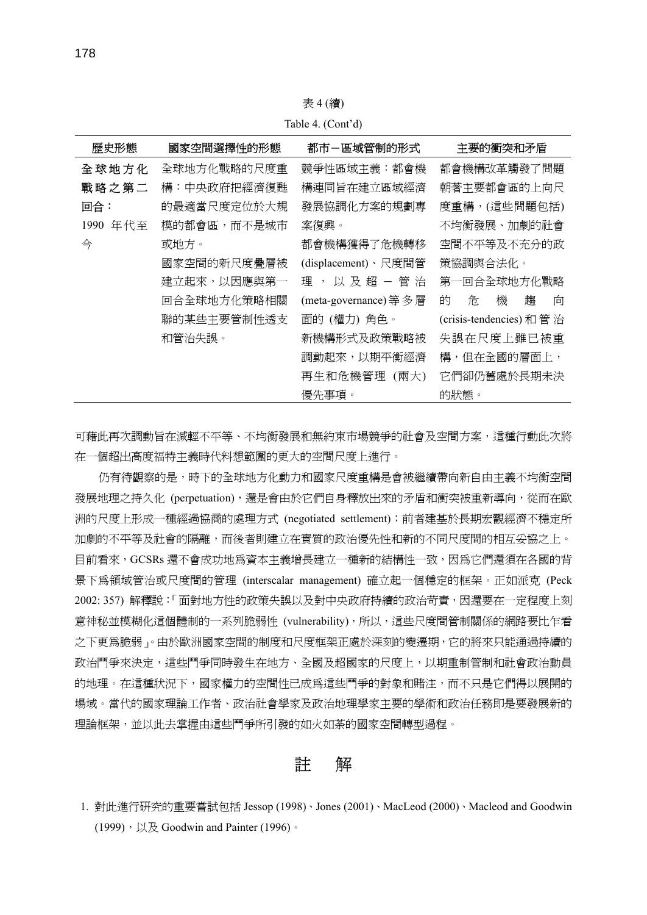表 4 (續)

Table 4. (Cont'd)

| 歷史形態 | 國家空間選擇性的形態 | 都市－區域管制的形式 | 主要的衝突和矛盾 |
|---|---|---|---|
| 全球地方化戰略之第二回合：1990 年代至今 | 全球地方化戰略的尺度重構：中央政府把經濟復甦的最適當尺度定位於大規模的都會區，而不是城市或地方。國家空間的新尺度疊層被建立起來，以回應與第一回合全球地方化策略相關聯的某些主要管制性透支和管治失誤。 | 競爭性區域主義：都會機構連同旨在建立區域經濟發展協調化方案的規劃專案復興。都會機構獲得了危機轉移 (displacement)、尺度間管理，以及超－管治 (meta-governance) 等多層面的 (權力) 角色。新機構形式及政策戰略被調動起來，以期平衡經濟再生和危機管理 (兩大) 優先事項。 | 都會機構改革觸發了問題朝著主要都會區的上向尺度重構，(這些問題包括) 不均衡發展、加劇的社會空間不平等及不充分的政策協調與合法化。第一回合全球地方化戰略的危機趨向 (crisis-tendencies) 和管治失誤在尺度上雖已被重構，但在全國的層面上，它們卻仍舊處於長期未決的狀態。 |

可藉此再次調動旨在減輕不平等、不均衡發展和無約束市場競爭的社會及空間方案，這種行動此次將在一個超出高度福特主義時代料想範圍的更大的空間尺度上進行。

仍有待觀察的是，時下的全球地方化動力和國家尺度重構是會被繼續帶向新自由主義不均衡空間發展地理之持久化 (perpetuation)，還是會由於它們自身釋放出來的矛盾和衝突被重新導向，從而在歐洲的尺度上形成一種經過協商的處理方式 (negotiated settlement)；前者建基於長期宏觀經濟不穩定所加劇的不平等及社會的隔離，而後者則建立在實質的政治優先性和新的不同尺度間的相互妥協之上。目前看來，GCSRs 還不會成功地爲資本主義增長建立一種新的結構性一致，因爲它們還須在各國的背景下爲領域管治或尺度間的管理 (interscalar management) 確立起一個穩定的框架。正如派克 (Peck 2002: 357) 解釋說：「面對地方性的政策失誤以及對中央政府持續的政治苛責，因還要在一定程度上刻意神秘並模糊化這個體制的一系列脆弱性 (vulnerability)，所以，這些尺度間管制關係的網路要比乍看之下更爲脆弱」。由於歐洲國家空間的制度和尺度框架正處於深刻的變遷期，它的將來只能通過持續的政治鬥爭來決定，這些鬥爭同時發生在地方、全國及超國家的尺度上，以期重制管制和社會政治動員的地理。在這種狀況下，國家權力的空間性已成爲這些鬥爭的對象和賭注，而不只是它們得以展開的場域。當代的國家理論工作者、政治社會學家及政治地理學家主要的學術和政治任務即是要發展新的理論框架，並以此去掌握由這些鬥爭所引發的如火如荼的國家空間轉型過程。

## 註　解

1. 對此進行研究的重要嘗試包括 Jessop (1998)、Jones (2001)、MacLeod (2000)、Macleod and Goodwin (1999)，以及 Goodwin and Painter (1996)。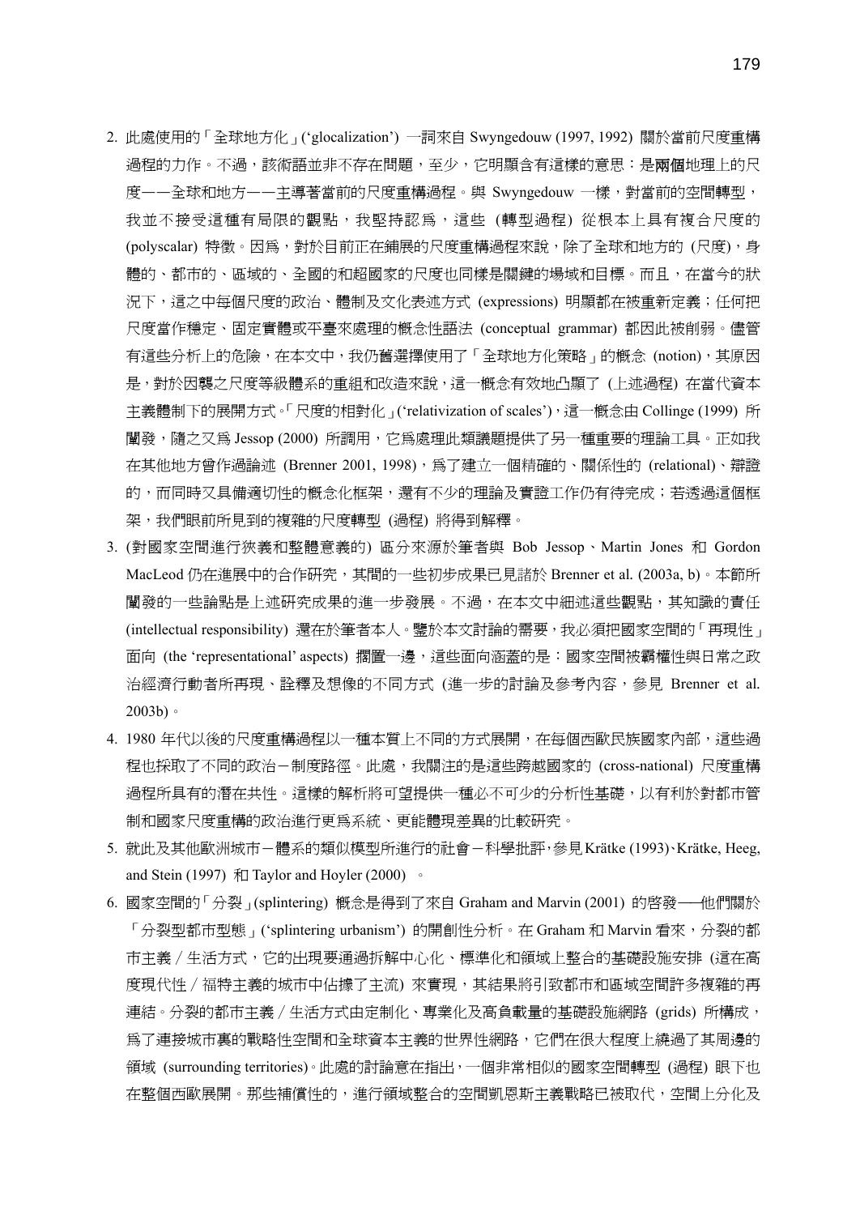2. 此處使用的「全球地方化」('glocalization') 一詞來自 Swyngedouw (1997, 1992) 關於當前尺度重構過程的力作。不過，該術語並非不存在問題，至少，它明顯含有這樣的意思：是**兩個**地理上的尺度——全球和地方——主導著當前的尺度重構過程。與 Swyngedouw 一樣，對當前的空間轉型，我並不接受這種有局限的觀點，我堅持認為，這些 (轉型過程) 從根本上具有複合尺度的 (polyscalar) 特徵。因為，對於目前正在鋪展的尺度重構過程來說，除了全球和地方的 (尺度)，身體的、都市的、區域的、全國的和超國家的尺度也同樣是關鍵的場域和目標。而且，在當今的狀況下，這之中每個尺度的政治、體制及文化表述方式 (expressions) 明顯都在被重新定義；任何把尺度當作穩定、固定實體或平臺來處理的概念性語法 (conceptual grammar) 都因此被削弱。儘管有這些分析上的危險，在本文中，我仍舊選擇使用了「全球地方化策略」的概念 (notion)，其原因是，對於因襲之尺度等級體系的重組和改造來說，這一概念有效地凸顯了 (上述過程) 在當代資本主義體制下的展開方式。「尺度的相對化」('relativization of scales')，這一概念由 Collinge (1999) 所闡發，隨之又為 Jessop (2000) 所調用，它為處理此類議題提供了另一種重要的理論工具。正如我在其他地方曾作過論述 (Brenner 2001, 1998)，為了建立一個精確的、關係性的 (relational)、辯證的，而同時又具備適切性的概念化框架，還有不少的理論及實證工作仍有待完成；若透過這個框架，我們眼前所見到的複雜的尺度轉型 (過程) 將得到解釋。

3. (對國家空間進行狹義和整體意義的) 區分來源於筆者與 Bob Jessop、Martin Jones 和 Gordon MacLeod 仍在進展中的合作研究，其間的一些初步成果已見諸於 Brenner et al. (2003a, b)。本節所闡發的一些論點是上述研究成果的進一步發展。不過，在本文中細述這些觀點，其知識的責任 (intellectual responsibility) 還在於筆者本人。鑒於本文討論的需要，我必須把國家空間的「再現性」面向 (the 'representational' aspects) 擱置一邊，這些面向涵蓋的是：國家空間被霸權性與日常之政治經濟行動者所再現、詮釋及想像的不同方式 (進一步的討論及參考內容，參見 Brenner et al. 2003b)。

4. 1980 年代以後的尺度重構過程以一種本質上不同的方式展開，在每個西歐民族國家內部，這些過程也採取了不同的政治－制度路徑。此處，我關注的是這些跨越國家的 (cross-national) 尺度重構過程所具有的潛在共性。這樣的解析將可望提供一種必不可少的分析性基礎，以有利於對都市管制和國家尺度重構的政治進行更為系統、更能體現差異的比較研究。

5. 就此及其他歐洲城市－體系的類似模型所進行的社會－科學批評，參見 Krätke (1993)、Krätke, Heeg, and Stein (1997) 和 Taylor and Hoyler (2000) 。

6. 國家空間的「分裂」(splintering) 概念是得到了來自 Graham and Marvin (2001) 的啓發──他們關於「分裂型都市型態」('splintering urbanism') 的開創性分析。在 Graham 和 Marvin 看來，分裂的都市主義／生活方式，它的出現要通過拆解中心化、標準化和領域上整合的基礎設施安排 (這在高度現代性／福特主義的城市中佔據了主流) 來實現，其結果將引致都市和區域空間許多複雜的再連結。分裂的都市主義／生活方式由定制化、專業化及高負載量的基礎設施網路 (grids) 所構成，為了連接城市裏的戰略性空間和全球資本主義的世界性網路，它們在很大程度上繞過了其周邊的領域 (surrounding territories)。此處的討論意在指出，一個非常相似的國家空間轉型 (過程) 眼下也在整個西歐展開。那些補償性的，進行領域整合的空間凱恩斯主義戰略已被取代，空間上分化及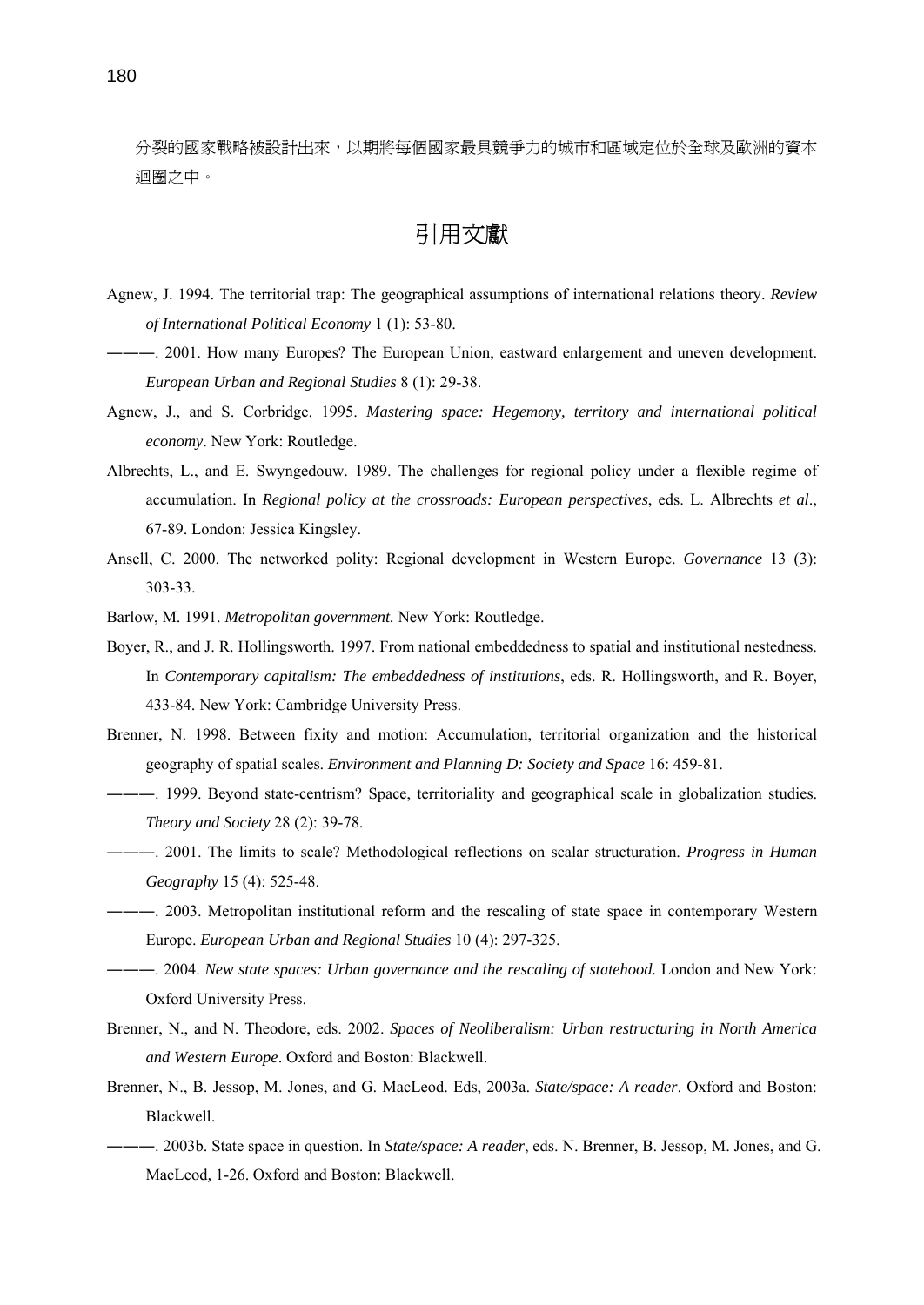分裂的國家戰略被設計出來，以期將每個國家最具競爭力的城市和區域定位於全球及歐洲的資本迴圈之中。

## 引用文獻

Agnew, J. 1994. The territorial trap: The geographical assumptions of international relations theory. *Review of International Political Economy* 1 (1): 53-80.

———. 2001. How many Europes? The European Union, eastward enlargement and uneven development. *European Urban and Regional Studies* 8 (1): 29-38.

Agnew, J., and S. Corbridge. 1995. *Mastering space: Hegemony, territory and international political economy*. New York: Routledge.

Albrechts, L., and E. Swyngedouw. 1989. The challenges for regional policy under a flexible regime of accumulation. In *Regional policy at the crossroads: European perspectives*, eds. L. Albrechts *et al*., 67-89. London: Jessica Kingsley.

Ansell, C. 2000. The networked polity: Regional development in Western Europe. *Governance* 13 (3): 303-33.

Barlow, M. 1991. *Metropolitan government.* New York: Routledge.

Boyer, R., and J. R. Hollingsworth. 1997. From national embeddedness to spatial and institutional nestedness. In *Contemporary capitalism: The embeddedness of institutions*, eds. R. Hollingsworth, and R. Boyer, 433-84. New York: Cambridge University Press.

Brenner, N. 1998. Between fixity and motion: Accumulation, territorial organization and the historical geography of spatial scales. *Environment and Planning D: Society and Space* 16: 459-81.

———. 1999. Beyond state-centrism? Space, territoriality and geographical scale in globalization studies. *Theory and Society* 28 (2): 39-78.

———. 2001. The limits to scale? Methodological reflections on scalar structuration. *Progress in Human Geography* 15 (4): 525-48.

———. 2003. Metropolitan institutional reform and the rescaling of state space in contemporary Western Europe. *European Urban and Regional Studies* 10 (4): 297-325.

———. 2004. *New state spaces: Urban governance and the rescaling of statehood.* London and New York: Oxford University Press.

Brenner, N., and N. Theodore, eds. 2002. *Spaces of Neoliberalism: Urban restructuring in North America and Western Europe*. Oxford and Boston: Blackwell.

Brenner, N., B. Jessop, M. Jones, and G. MacLeod. Eds, 2003a. *State/space: A reader*. Oxford and Boston: Blackwell.

———. 2003b. State space in question. In *State/space: A reader*, eds. N. Brenner, B. Jessop, M. Jones, and G. MacLeod, 1-26. Oxford and Boston: Blackwell.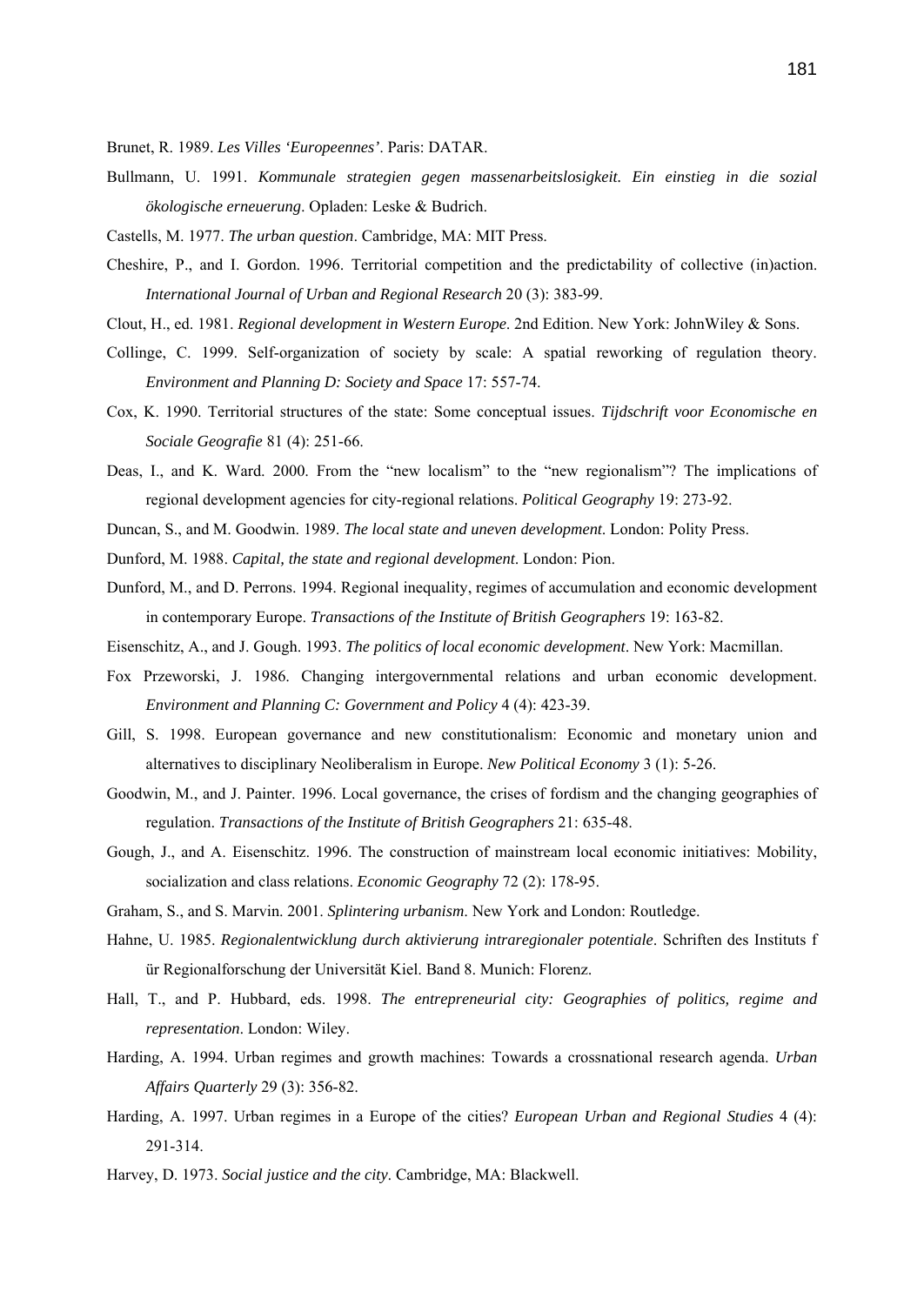Brunet, R. 1989. *Les Villes 'Europeennes'*. Paris: DATAR.

Bullmann, U. 1991. *Kommunale strategien gegen massenarbeitslosigkeit. Ein einstieg in die sozial ökologische erneuerung*. Opladen: Leske & Budrich.

Castells, M. 1977. *The urban question*. Cambridge, MA: MIT Press.

Cheshire, P., and I. Gordon. 1996. Territorial competition and the predictability of collective (in)action. *International Journal of Urban and Regional Research* 20 (3): 383-99.

Clout, H., ed. 1981. *Regional development in Western Europe*. 2nd Edition. New York: JohnWiley & Sons.

Collinge, C. 1999. Self-organization of society by scale: A spatial reworking of regulation theory. *Environment and Planning D: Society and Space* 17: 557-74.

Cox, K. 1990. Territorial structures of the state: Some conceptual issues. *Tijdschrift voor Economische en Sociale Geografie* 81 (4): 251-66.

Deas, I., and K. Ward. 2000. From the "new localism" to the "new regionalism"? The implications of regional development agencies for city-regional relations. *Political Geography* 19: 273-92.

Duncan, S., and M. Goodwin. 1989. *The local state and uneven development*. London: Polity Press.

Dunford, M. 1988. *Capital, the state and regional development*. London: Pion.

Dunford, M., and D. Perrons. 1994. Regional inequality, regimes of accumulation and economic development in contemporary Europe. *Transactions of the Institute of British Geographers* 19: 163-82.

Eisenschitz, A., and J. Gough. 1993. *The politics of local economic development*. New York: Macmillan.

Fox Przeworski, J. 1986. Changing intergovernmental relations and urban economic development. *Environment and Planning C: Government and Policy* 4 (4): 423-39.

Gill, S. 1998. European governance and new constitutionalism: Economic and monetary union and alternatives to disciplinary Neoliberalism in Europe. *New Political Economy* 3 (1): 5-26.

Goodwin, M., and J. Painter. 1996. Local governance, the crises of fordism and the changing geographies of regulation. *Transactions of the Institute of British Geographers* 21: 635-48.

Gough, J., and A. Eisenschitz. 1996. The construction of mainstream local economic initiatives: Mobility, socialization and class relations. *Economic Geography* 72 (2): 178-95.

Graham, S., and S. Marvin. 2001. *Splintering urbanism*. New York and London: Routledge.

Hahne, U. 1985. *Regionalentwicklung durch aktivierung intraregionaler potentiale*. Schriften des Instituts f ür Regionalforschung der Universität Kiel. Band 8. Munich: Florenz.

Hall, T., and P. Hubbard, eds. 1998. *The entrepreneurial city: Geographies of politics, regime and representation*. London: Wiley.

Harding, A. 1994. Urban regimes and growth machines: Towards a crossnational research agenda. *Urban Affairs Quarterly* 29 (3): 356-82.

Harding, A. 1997. Urban regimes in a Europe of the cities? *European Urban and Regional Studies* 4 (4): 291-314.

Harvey, D. 1973. *Social justice and the city*. Cambridge, MA: Blackwell.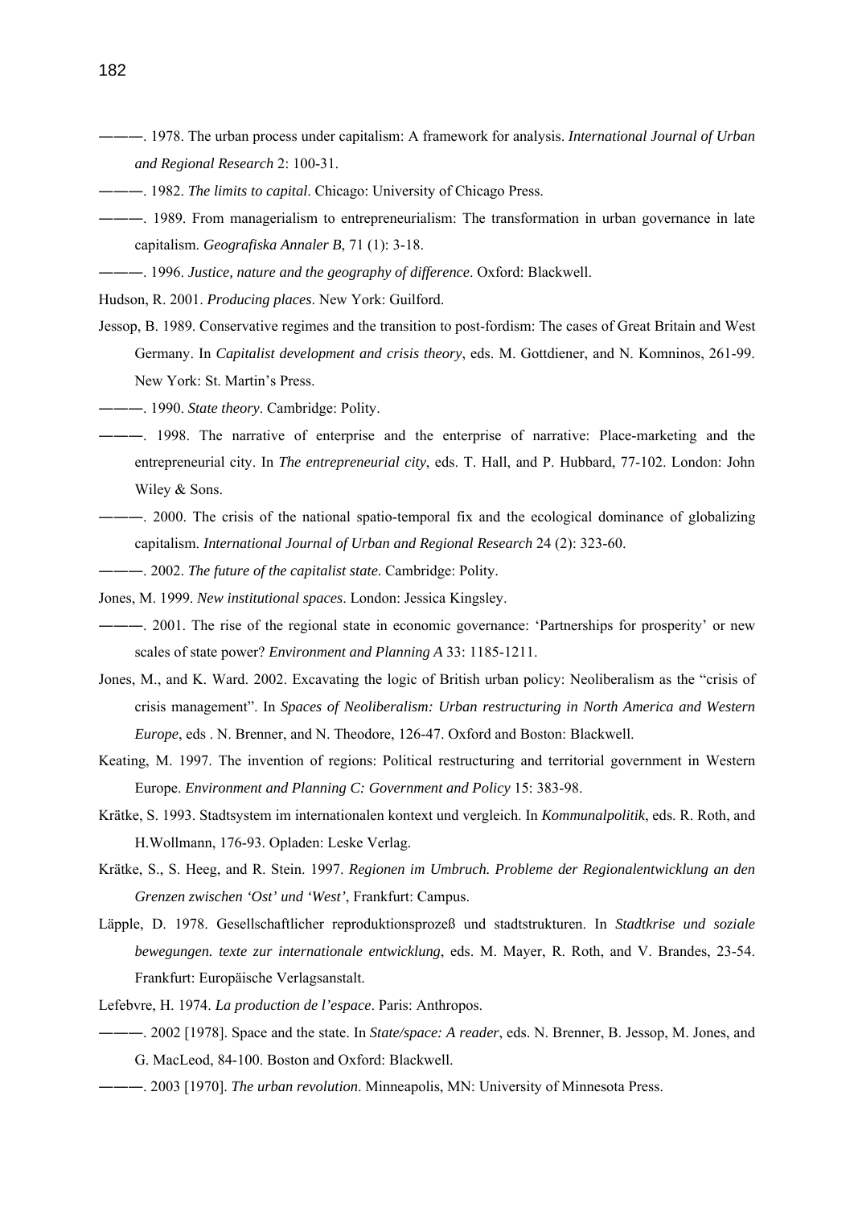———. 1978. The urban process under capitalism: A framework for analysis. *International Journal of Urban and Regional Research* 2: 100-31.

———. 1982. *The limits to capital*. Chicago: University of Chicago Press.

———. 1989. From managerialism to entrepreneurialism: The transformation in urban governance in late capitalism. *Geografiska Annaler B*, 71 (1): 3-18.

———. 1996. *Justice, nature and the geography of difference*. Oxford: Blackwell.

Hudson, R. 2001. *Producing places*. New York: Guilford.

Jessop, B. 1989. Conservative regimes and the transition to post-fordism: The cases of Great Britain and West Germany. In *Capitalist development and crisis theory*, eds. M. Gottdiener, and N. Komninos, 261-99. New York: St. Martin's Press.

———. 1990. *State theory*. Cambridge: Polity.

———. 1998. The narrative of enterprise and the enterprise of narrative: Place-marketing and the entrepreneurial city. In *The entrepreneurial city*, eds. T. Hall, and P. Hubbard, 77-102. London: John Wiley & Sons.

———. 2000. The crisis of the national spatio-temporal fix and the ecological dominance of globalizing capitalism. *International Journal of Urban and Regional Research* 24 (2): 323-60.

———. 2002. *The future of the capitalist state*. Cambridge: Polity.

Jones, M. 1999. *New institutional spaces*. London: Jessica Kingsley.

———. 2001. The rise of the regional state in economic governance: 'Partnerships for prosperity' or new scales of state power? *Environment and Planning A* 33: 1185-1211.

Jones, M., and K. Ward. 2002. Excavating the logic of British urban policy: Neoliberalism as the "crisis of crisis management". In *Spaces of Neoliberalism: Urban restructuring in North America and Western Europe*, eds . N. Brenner, and N. Theodore, 126-47. Oxford and Boston: Blackwell.

Keating, M. 1997. The invention of regions: Political restructuring and territorial government in Western Europe. *Environment and Planning C: Government and Policy* 15: 383-98.

Krätke, S. 1993. Stadtsystem im internationalen kontext und vergleich. In *Kommunalpolitik*, eds. R. Roth, and H.Wollmann, 176-93. Opladen: Leske Verlag.

Krätke, S., S. Heeg, and R. Stein. 1997. *Regionen im Umbruch. Probleme der Regionalentwicklung an den Grenzen zwischen 'Ost' und 'West'*, Frankfurt: Campus.

Läpple, D. 1978. Gesellschaftlicher reproduktionsprozeß und stadtstrukturen. In *Stadtkrise und soziale bewegungen. texte zur internationale entwicklung*, eds. M. Mayer, R. Roth, and V. Brandes, 23-54. Frankfurt: Europäische Verlagsanstalt.

Lefebvre, H. 1974. *La production de l'espace*. Paris: Anthropos.

———. 2002 [1978]. Space and the state. In *State/space: A reader*, eds. N. Brenner, B. Jessop, M. Jones, and G. MacLeod, 84-100. Boston and Oxford: Blackwell.

———. 2003 [1970]. *The urban revolution*. Minneapolis, MN: University of Minnesota Press.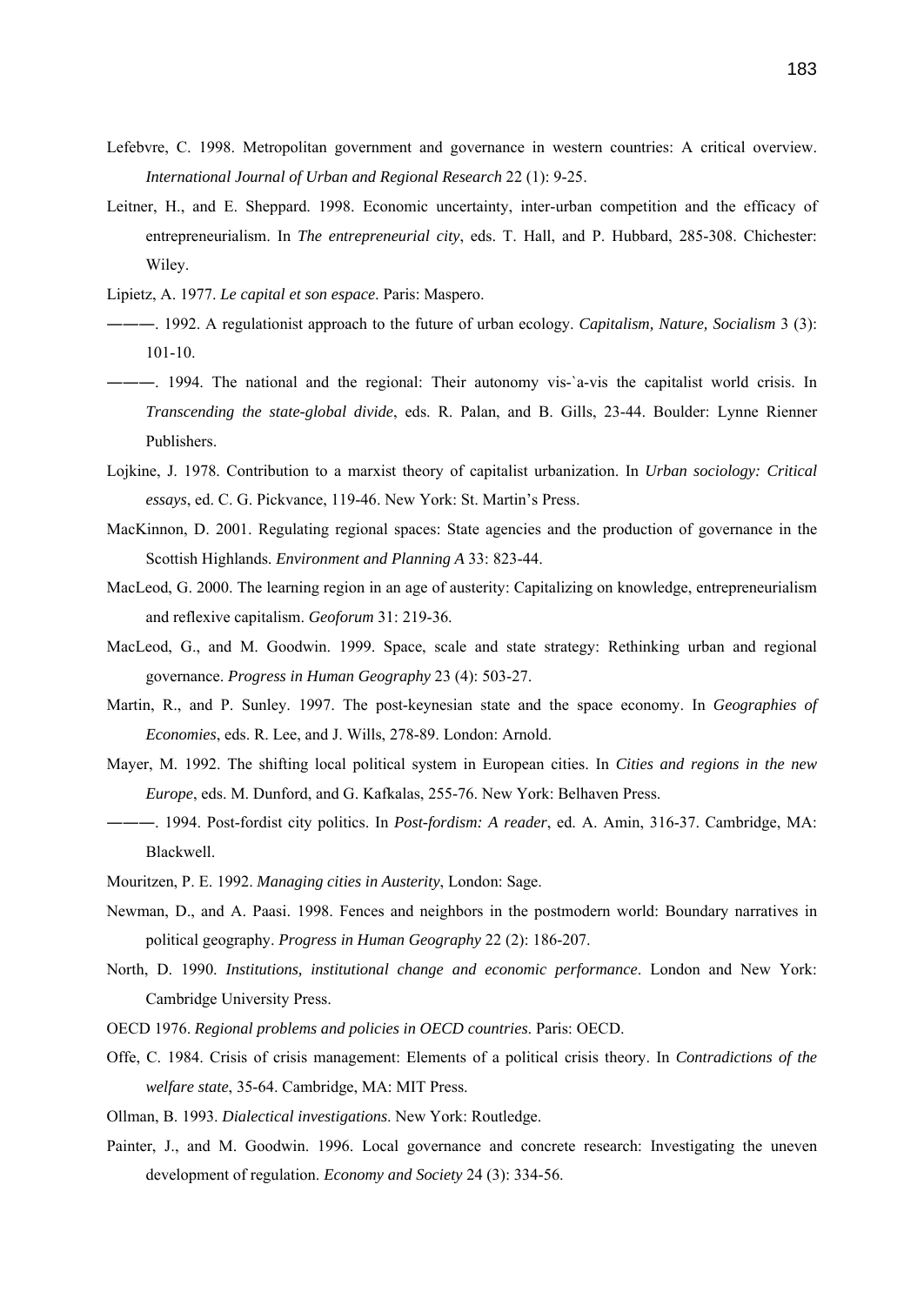Lefebvre, C. 1998. Metropolitan government and governance in western countries: A critical overview. *International Journal of Urban and Regional Research* 22 (1): 9-25.

Leitner, H., and E. Sheppard. 1998. Economic uncertainty, inter-urban competition and the efficacy of entrepreneurialism. In *The entrepreneurial city*, eds. T. Hall, and P. Hubbard, 285-308. Chichester: Wiley.

Lipietz, A. 1977. *Le capital et son espace*. Paris: Maspero.

———. 1992. A regulationist approach to the future of urban ecology. *Capitalism, Nature, Socialism* 3 (3): 101-10.

———. 1994. The national and the regional: Their autonomy vis-`a-vis the capitalist world crisis. In *Transcending the state-global divide*, eds. R. Palan, and B. Gills, 23-44. Boulder: Lynne Rienner Publishers.

Lojkine, J. 1978. Contribution to a marxist theory of capitalist urbanization. In *Urban sociology: Critical essays*, ed. C. G. Pickvance, 119-46. New York: St. Martin's Press.

MacKinnon, D. 2001. Regulating regional spaces: State agencies and the production of governance in the Scottish Highlands. *Environment and Planning A* 33: 823-44.

MacLeod, G. 2000. The learning region in an age of austerity: Capitalizing on knowledge, entrepreneurialism and reflexive capitalism. *Geoforum* 31: 219-36.

MacLeod, G., and M. Goodwin. 1999. Space, scale and state strategy: Rethinking urban and regional governance. *Progress in Human Geography* 23 (4): 503-27.

Martin, R., and P. Sunley. 1997. The post-keynesian state and the space economy. In *Geographies of Economies*, eds. R. Lee, and J. Wills, 278-89. London: Arnold.

Mayer, M. 1992. The shifting local political system in European cities. In *Cities and regions in the new Europe*, eds. M. Dunford, and G. Kafkalas, 255-76. New York: Belhaven Press.

———. 1994. Post-fordist city politics. In *Post-fordism: A reader*, ed. A. Amin, 316-37. Cambridge, MA: Blackwell.

Mouritzen, P. E. 1992. *Managing cities in Austerity*, London: Sage.

Newman, D., and A. Paasi. 1998. Fences and neighbors in the postmodern world: Boundary narratives in political geography. *Progress in Human Geography* 22 (2): 186-207.

North, D. 1990. *Institutions, institutional change and economic performance*. London and New York: Cambridge University Press.

OECD 1976. *Regional problems and policies in OECD countries*. Paris: OECD.

Offe, C. 1984. Crisis of crisis management: Elements of a political crisis theory. In *Contradictions of the welfare state*, 35-64. Cambridge, MA: MIT Press.

Ollman, B. 1993. *Dialectical investigations*. New York: Routledge.

Painter, J., and M. Goodwin. 1996. Local governance and concrete research: Investigating the uneven development of regulation. *Economy and Society* 24 (3): 334-56.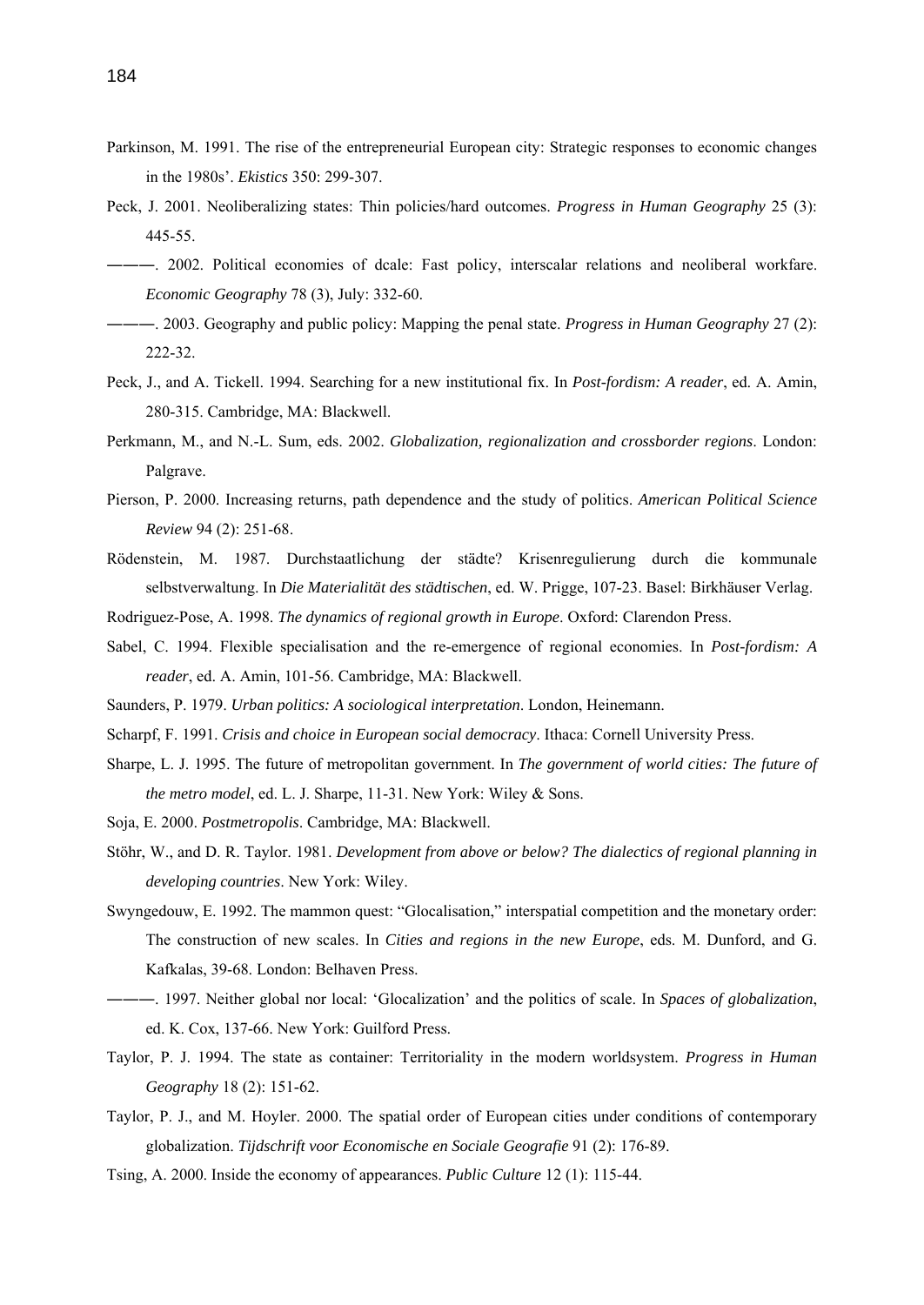Parkinson, M. 1991. The rise of the entrepreneurial European city: Strategic responses to economic changes in the 1980s'. *Ekistics* 350: 299-307.

Peck, J. 2001. Neoliberalizing states: Thin policies/hard outcomes. *Progress in Human Geography* 25 (3): 445-55.

———. 2002. Political economies of dcale: Fast policy, interscalar relations and neoliberal workfare. *Economic Geography* 78 (3), July: 332-60.

———. 2003. Geography and public policy: Mapping the penal state. *Progress in Human Geography* 27 (2): 222-32.

Peck, J., and A. Tickell. 1994. Searching for a new institutional fix. In *Post-fordism: A reader*, ed. A. Amin, 280-315. Cambridge, MA: Blackwell.

Perkmann, M., and N.-L. Sum, eds. 2002. *Globalization, regionalization and crossborder regions*. London: Palgrave.

Pierson, P. 2000. Increasing returns, path dependence and the study of politics. *American Political Science Review* 94 (2): 251-68.

Rödenstein, M. 1987. Durchstaatlichung der städte? Krisenregulierung durch die kommunale selbstverwaltung. In *Die Materialität des städtischen*, ed. W. Prigge, 107-23. Basel: Birkhäuser Verlag.

Rodriguez-Pose, A. 1998. *The dynamics of regional growth in Europe*. Oxford: Clarendon Press.

Sabel, C. 1994. Flexible specialisation and the re-emergence of regional economies. In *Post-fordism: A reader*, ed. A. Amin, 101-56. Cambridge, MA: Blackwell.

Saunders, P. 1979. *Urban politics: A sociological interpretation*. London, Heinemann.

Scharpf, F. 1991. *Crisis and choice in European social democracy*. Ithaca: Cornell University Press.

Sharpe, L. J. 1995. The future of metropolitan government. In *The government of world cities: The future of the metro model*, ed. L. J. Sharpe, 11-31. New York: Wiley & Sons.

Soja, E. 2000. *Postmetropolis*. Cambridge, MA: Blackwell.

Stöhr, W., and D. R. Taylor. 1981. *Development from above or below? The dialectics of regional planning in developing countries*. New York: Wiley.

Swyngedouw, E. 1992. The mammon quest: "Glocalisation," interspatial competition and the monetary order: The construction of new scales. In *Cities and regions in the new Europe*, eds. M. Dunford, and G. Kafkalas, 39-68. London: Belhaven Press.

———. 1997. Neither global nor local: 'Glocalization' and the politics of scale. In *Spaces of globalization*, ed. K. Cox, 137-66. New York: Guilford Press.

Taylor, P. J. 1994. The state as container: Territoriality in the modern worldsystem. *Progress in Human Geography* 18 (2): 151-62.

Taylor, P. J., and M. Hoyler. 2000. The spatial order of European cities under conditions of contemporary globalization. *Tijdschrift voor Economische en Sociale Geografie* 91 (2): 176-89.

Tsing, A. 2000. Inside the economy of appearances. *Public Culture* 12 (1): 115-44.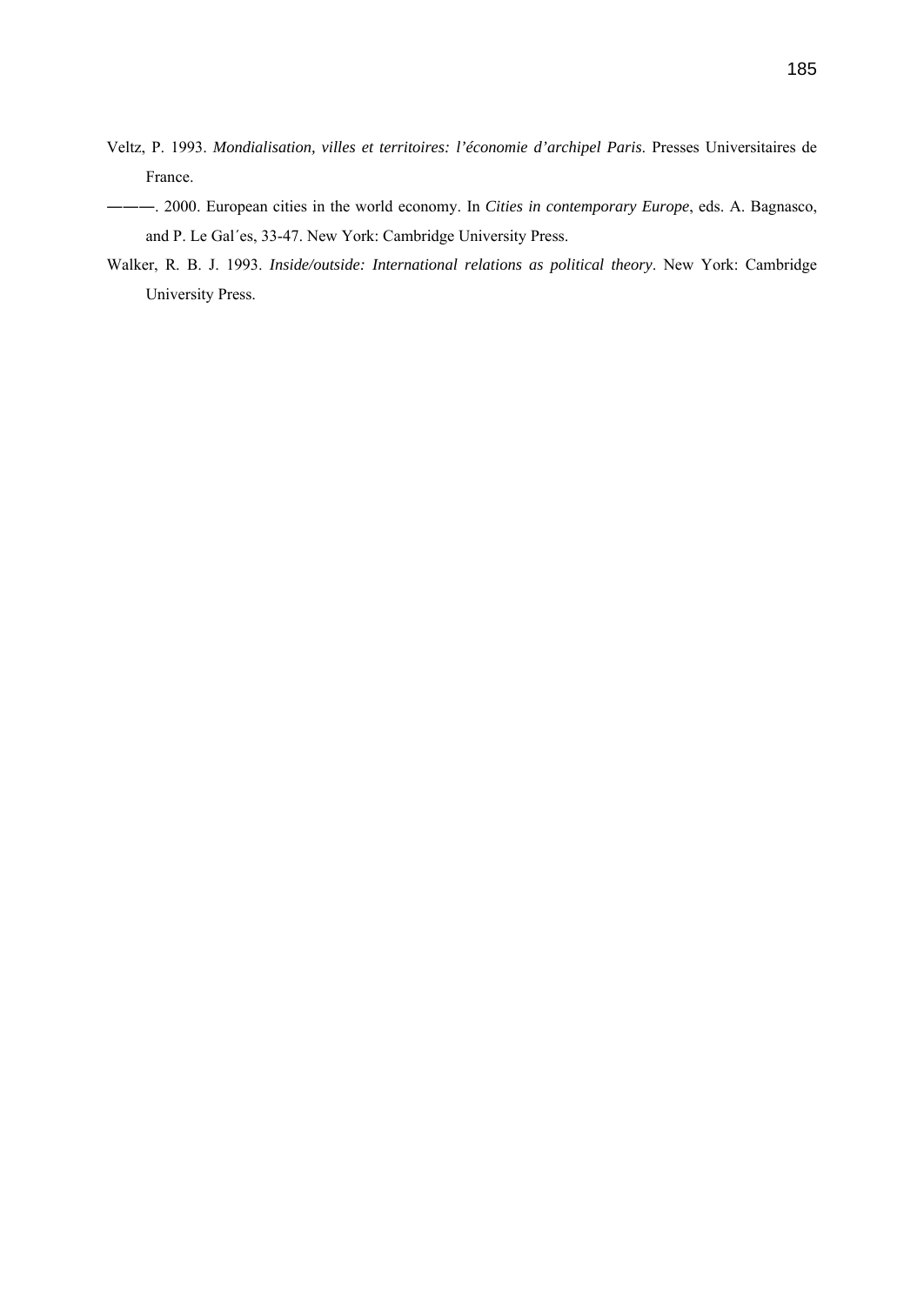Veltz, P. 1993. *Mondialisation, villes et territoires: l'économie d'archipel Paris*. Presses Universitaires de France.

―――. 2000. European cities in the world economy. In *Cities in contemporary Europe*, eds. A. Bagnasco, and P. Le Gal´es, 33-47. New York: Cambridge University Press.

Walker, R. B. J. 1993. *Inside/outside: International relations as political theory*. New York: Cambridge University Press.